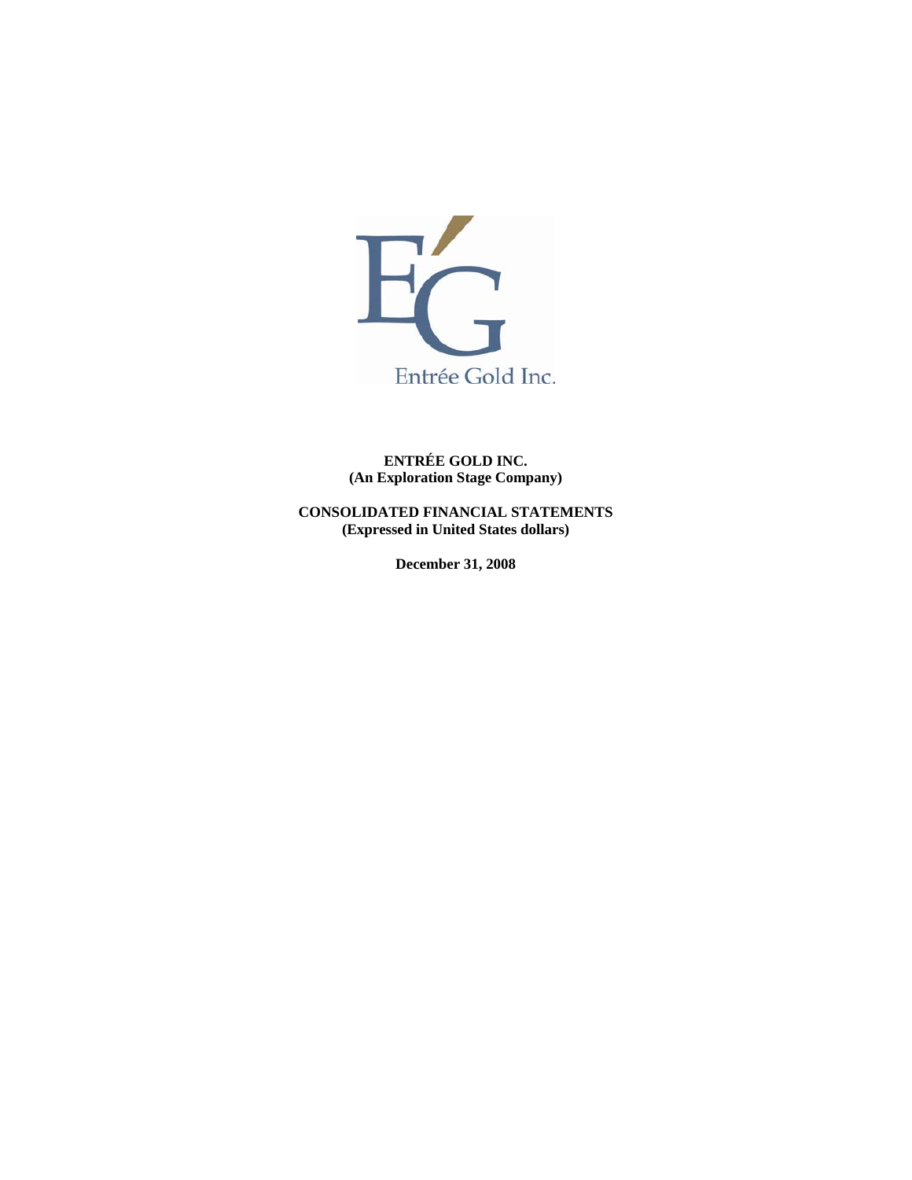Entrée Gold Inc.

**ENTRÉE GOLD INC.**
**(An Exploration Stage Company)**

**CONSOLIDATED FINANCIAL STATEMENTS**
**(Expressed in United States dollars)**

**December 31, 2008**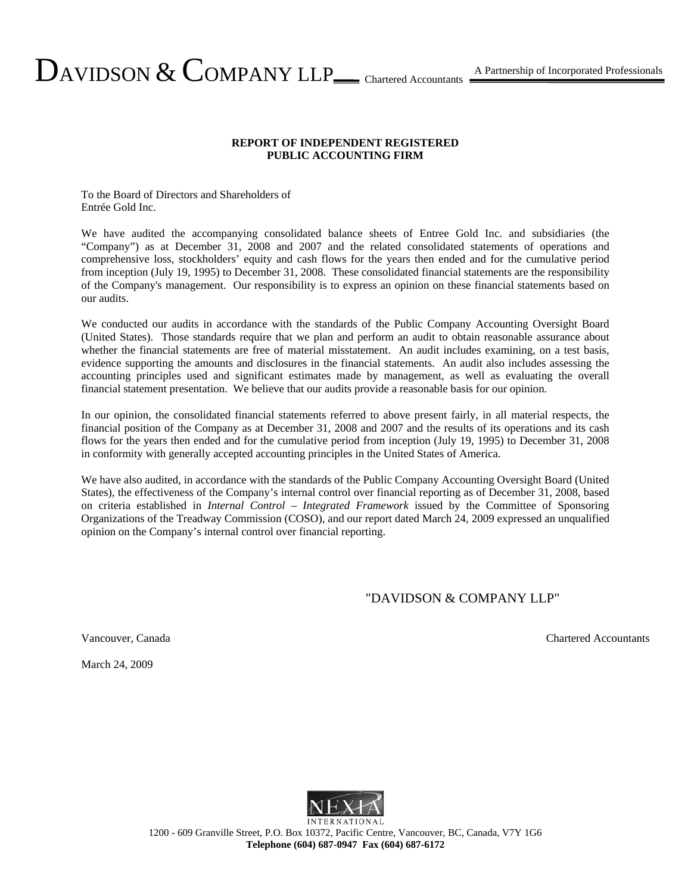DAVIDSON & COMPANY LLP Chartered Accountants — A Partnership of Incorporated Professionals

**REPORT OF INDEPENDENT REGISTERED PUBLIC ACCOUNTING FIRM**

To the Board of Directors and Shareholders of
Entrée Gold Inc.

We have audited the accompanying consolidated balance sheets of Entree Gold Inc. and subsidiaries (the "Company") as at December 31, 2008 and 2007 and the related consolidated statements of operations and comprehensive loss, stockholders' equity and cash flows for the years then ended and for the cumulative period from inception (July 19, 1995) to December 31, 2008. These consolidated financial statements are the responsibility of the Company's management. Our responsibility is to express an opinion on these financial statements based on our audits.

We conducted our audits in accordance with the standards of the Public Company Accounting Oversight Board (United States). Those standards require that we plan and perform an audit to obtain reasonable assurance about whether the financial statements are free of material misstatement. An audit includes examining, on a test basis, evidence supporting the amounts and disclosures in the financial statements. An audit also includes assessing the accounting principles used and significant estimates made by management, as well as evaluating the overall financial statement presentation. We believe that our audits provide a reasonable basis for our opinion.

In our opinion, the consolidated financial statements referred to above present fairly, in all material respects, the financial position of the Company as at December 31, 2008 and 2007 and the results of its operations and its cash flows for the years then ended and for the cumulative period from inception (July 19, 1995) to December 31, 2008 in conformity with generally accepted accounting principles in the United States of America.

We have also audited, in accordance with the standards of the Public Company Accounting Oversight Board (United States), the effectiveness of the Company's internal control over financial reporting as of December 31, 2008, based on criteria established in *Internal Control – Integrated Framework* issued by the Committee of Sponsoring Organizations of the Treadway Commission (COSO), and our report dated March 24, 2009 expressed an unqualified opinion on the Company's internal control over financial reporting.

"DAVIDSON & COMPANY LLP"

Vancouver, Canada — Chartered Accountants

March 24, 2009

NEXIA INTERNATIONAL

1200 - 609 Granville Street, P.O. Box 10372, Pacific Centre, Vancouver, BC, Canada, V7Y 1G6
**Telephone (604) 687-0947 Fax (604) 687-6172**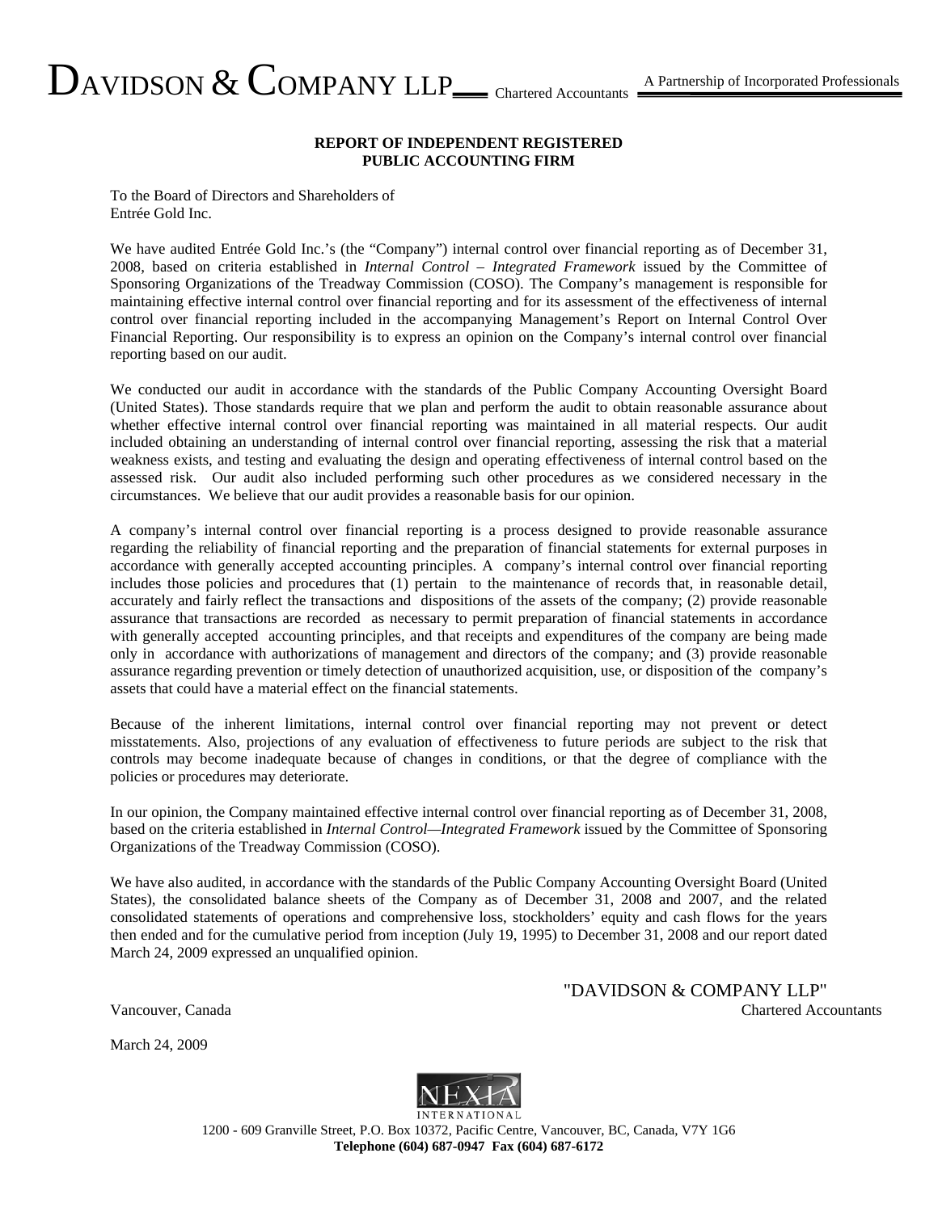DAVIDSON & COMPANY LLP Chartered Accountants A Partnership of Incorporated Professionals

**REPORT OF INDEPENDENT REGISTERED PUBLIC ACCOUNTING FIRM**

To the Board of Directors and Shareholders of
Entrée Gold Inc.

We have audited Entrée Gold Inc.'s (the "Company") internal control over financial reporting as of December 31, 2008, based on criteria established in *Internal Control – Integrated Framework* issued by the Committee of Sponsoring Organizations of the Treadway Commission (COSO). The Company's management is responsible for maintaining effective internal control over financial reporting and for its assessment of the effectiveness of internal control over financial reporting included in the accompanying Management's Report on Internal Control Over Financial Reporting. Our responsibility is to express an opinion on the Company's internal control over financial reporting based on our audit.

We conducted our audit in accordance with the standards of the Public Company Accounting Oversight Board (United States). Those standards require that we plan and perform the audit to obtain reasonable assurance about whether effective internal control over financial reporting was maintained in all material respects. Our audit included obtaining an understanding of internal control over financial reporting, assessing the risk that a material weakness exists, and testing and evaluating the design and operating effectiveness of internal control based on the assessed risk. Our audit also included performing such other procedures as we considered necessary in the circumstances. We believe that our audit provides a reasonable basis for our opinion.

A company's internal control over financial reporting is a process designed to provide reasonable assurance regarding the reliability of financial reporting and the preparation of financial statements for external purposes in accordance with generally accepted accounting principles. A company's internal control over financial reporting includes those policies and procedures that (1) pertain to the maintenance of records that, in reasonable detail, accurately and fairly reflect the transactions and dispositions of the assets of the company; (2) provide reasonable assurance that transactions are recorded as necessary to permit preparation of financial statements in accordance with generally accepted accounting principles, and that receipts and expenditures of the company are being made only in accordance with authorizations of management and directors of the company; and (3) provide reasonable assurance regarding prevention or timely detection of unauthorized acquisition, use, or disposition of the company's assets that could have a material effect on the financial statements.

Because of the inherent limitations, internal control over financial reporting may not prevent or detect misstatements. Also, projections of any evaluation of effectiveness to future periods are subject to the risk that controls may become inadequate because of changes in conditions, or that the degree of compliance with the policies or procedures may deteriorate.

In our opinion, the Company maintained effective internal control over financial reporting as of December 31, 2008, based on the criteria established in *Internal Control—Integrated Framework* issued by the Committee of Sponsoring Organizations of the Treadway Commission (COSO).

We have also audited, in accordance with the standards of the Public Company Accounting Oversight Board (United States), the consolidated balance sheets of the Company as of December 31, 2008 and 2007, and the related consolidated statements of operations and comprehensive loss, stockholders' equity and cash flows for the years then ended and for the cumulative period from inception (July 19, 1995) to December 31, 2008 and our report dated March 24, 2009 expressed an unqualified opinion.

"DAVIDSON & COMPANY LLP"
Chartered Accountants

Vancouver, Canada

March 24, 2009

NEXIA INTERNATIONAL

1200 - 609 Granville Street, P.O. Box 10372, Pacific Centre, Vancouver, BC, Canada, V7Y 1G6
**Telephone (604) 687-0947 Fax (604) 687-6172**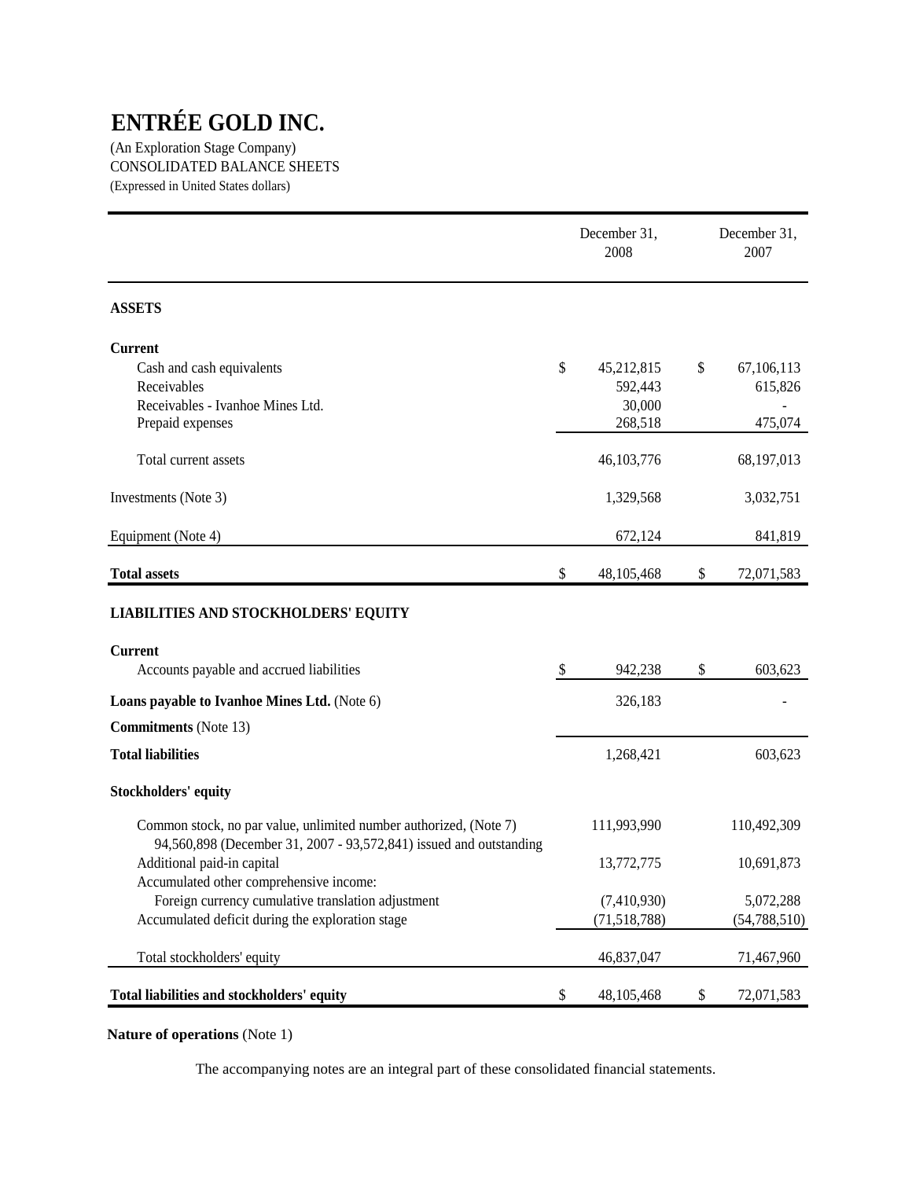# ENTRÉE GOLD INC.

(An Exploration Stage Company)
CONSOLIDATED BALANCE SHEETS
(Expressed in United States dollars)

| | December 31, 2008 | December 31, 2007 |
|---|---|---|
| **ASSETS** | | |
| **Current** | | |
| Cash and cash equivalents | $ 45,212,815 | $ 67,106,113 |
| Receivables | 592,443 | 615,826 |
| Receivables - Ivanhoe Mines Ltd. | 30,000 | - |
| Prepaid expenses | 268,518 | 475,074 |
| Total current assets | 46,103,776 | 68,197,013 |
| Investments (Note 3) | 1,329,568 | 3,032,751 |
| Equipment (Note 4) | 672,124 | 841,819 |
| **Total assets** | $ 48,105,468 | $ 72,071,583 |
| **LIABILITIES AND STOCKHOLDERS' EQUITY** | | |
| **Current** | | |
| Accounts payable and accrued liabilities | $ 942,238 | $ 603,623 |
| **Loans payable to Ivanhoe Mines Ltd.** (Note 6) | 326,183 | - |
| **Commitments** (Note 13) | | |
| **Total liabilities** | 1,268,421 | 603,623 |
| **Stockholders' equity** | | |
| Common stock, no par value, unlimited number authorized, (Note 7) 94,560,898 (December 31, 2007 - 93,572,841) issued and outstanding | 111,993,990 | 110,492,309 |
| Additional paid-in capital | 13,772,775 | 10,691,873 |
| Accumulated other comprehensive income: | | |
| Foreign currency cumulative translation adjustment | (7,410,930) | 5,072,288 |
| Accumulated deficit during the exploration stage | (71,518,788) | (54,788,510) |
| Total stockholders' equity | 46,837,047 | 71,467,960 |
| **Total liabilities and stockholders' equity** | $ 48,105,468 | $ 72,071,583 |

**Nature of operations** (Note 1)

The accompanying notes are an integral part of these consolidated financial statements.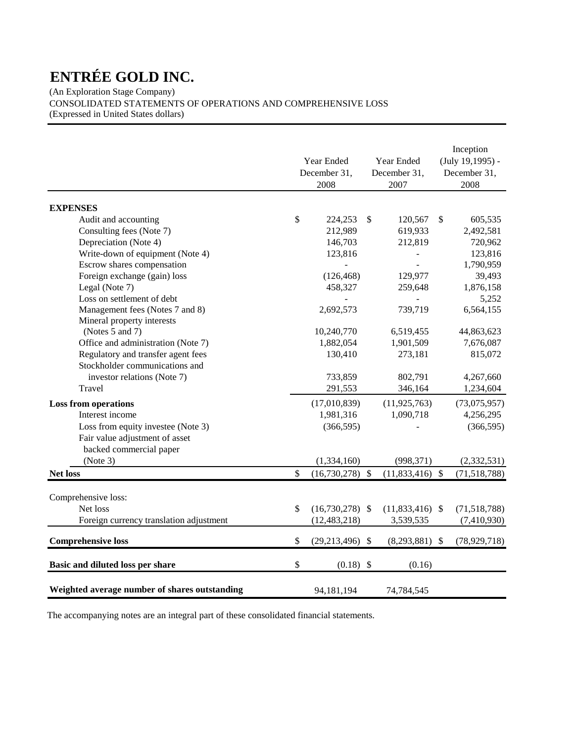# ENTRÉE GOLD INC.

(An Exploration Stage Company)
CONSOLIDATED STATEMENTS OF OPERATIONS AND COMPREHENSIVE LOSS
(Expressed in United States dollars)

| | Year Ended December 31, 2008 | Year Ended December 31, 2007 | Inception (July 19,1995) - December 31, 2008 |
|---|---|---|---|
| **EXPENSES** | | | |
| Audit and accounting | $ 224,253 | $ 120,567 | $ 605,535 |
| Consulting fees (Note 7) | 212,989 | 619,933 | 2,492,581 |
| Depreciation (Note 4) | 146,703 | 212,819 | 720,962 |
| Write-down of equipment (Note 4) | 123,816 | - | 123,816 |
| Escrow shares compensation | - | - | 1,790,959 |
| Foreign exchange (gain) loss | (126,468) | 129,977 | 39,493 |
| Legal (Note 7) | 458,327 | 259,648 | 1,876,158 |
| Loss on settlement of debt | - | - | 5,252 |
| Management fees (Notes 7 and 8) | 2,692,573 | 739,719 | 6,564,155 |
| Mineral property interests (Notes 5 and 7) | 10,240,770 | 6,519,455 | 44,863,623 |
| Office and administration (Note 7) | 1,882,054 | 1,901,509 | 7,676,087 |
| Regulatory and transfer agent fees | 130,410 | 273,181 | 815,072 |
| Stockholder communications and investor relations (Note 7) | 733,859 | 802,791 | 4,267,660 |
| Travel | 291,553 | 346,164 | 1,234,604 |
| **Loss from operations** | (17,010,839) | (11,925,763) | (73,075,957) |
| Interest income | 1,981,316 | 1,090,718 | 4,256,295 |
| Loss from equity investee (Note 3) | (366,595) | - | (366,595) |
| Fair value adjustment of asset backed commercial paper (Note 3) | (1,334,160) | (998,371) | (2,332,531) |
| **Net loss** | $ (16,730,278) | $ (11,833,416) | $ (71,518,788) |
| Comprehensive loss: | | | |
| Net loss | $ (16,730,278) | $ (11,833,416) | $ (71,518,788) |
| Foreign currency translation adjustment | (12,483,218) | 3,539,535 | (7,410,930) |
| **Comprehensive loss** | $ (29,213,496) | $ (8,293,881) | $ (78,929,718) |
| **Basic and diluted loss per share** | $ (0.18) | $ (0.16) | |
| **Weighted average number of shares outstanding** | 94,181,194 | 74,784,545 | |

The accompanying notes are an integral part of these consolidated financial statements.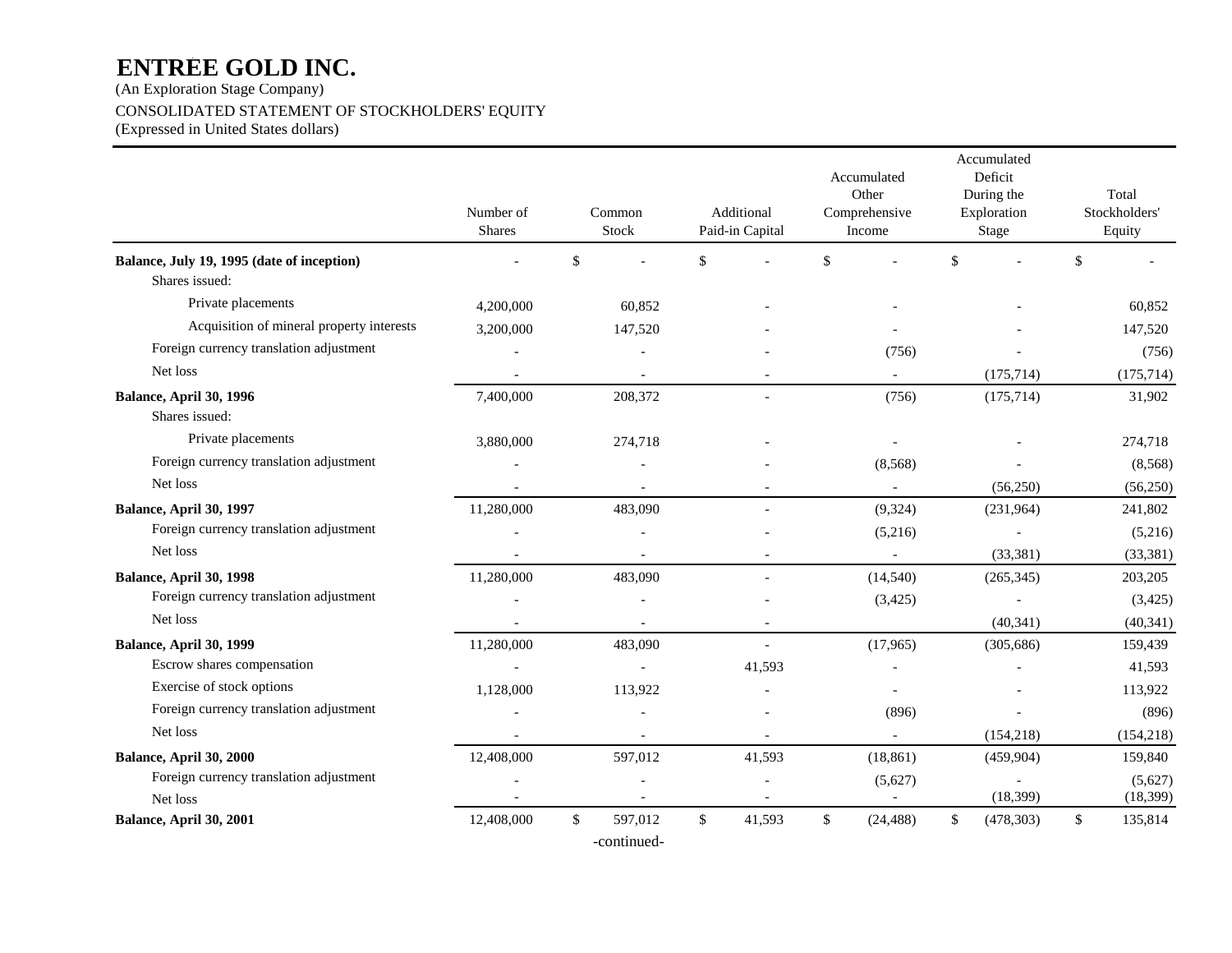# ENTREE GOLD INC.

(An Exploration Stage Company)

CONSOLIDATED STATEMENT OF STOCKHOLDERS' EQUITY

(Expressed in United States dollars)

| | Number of Shares | Common Stock | Additional Paid-in Capital | Accumulated Other Comprehensive Income | Accumulated Deficit During the Exploration Stage | Total Stockholders' Equity |
|---|---|---|---|---|---|---|
| **Balance, July 19, 1995 (date of inception)** | - | $ - | $ - | $ - | $ - | $ - |
| Shares issued: | | | | | | |
| Private placements | 4,200,000 | 60,852 | - | - | - | 60,852 |
| Acquisition of mineral property interests | 3,200,000 | 147,520 | - | - | - | 147,520 |
| Foreign currency translation adjustment | - | - | - | (756) | - | (756) |
| Net loss | - | - | - | - | (175,714) | (175,714) |
| **Balance, April 30, 1996** | 7,400,000 | 208,372 | - | (756) | (175,714) | 31,902 |
| Shares issued: | | | | | | |
| Private placements | 3,880,000 | 274,718 | - | - | - | 274,718 |
| Foreign currency translation adjustment | - | - | - | (8,568) | - | (8,568) |
| Net loss | - | - | - | - | (56,250) | (56,250) |
| **Balance, April 30, 1997** | 11,280,000 | 483,090 | - | (9,324) | (231,964) | 241,802 |
| Foreign currency translation adjustment | - | - | - | (5,216) | - | (5,216) |
| Net loss | - | - | - | - | (33,381) | (33,381) |
| **Balance, April 30, 1998** | 11,280,000 | 483,090 | - | (14,540) | (265,345) | 203,205 |
| Foreign currency translation adjustment | - | - | - | (3,425) | - | (3,425) |
| Net loss | - | - | - | | (40,341) | (40,341) |
| **Balance, April 30, 1999** | 11,280,000 | 483,090 | - | (17,965) | (305,686) | 159,439 |
| Escrow shares compensation | - | - | 41,593 | - | - | 41,593 |
| Exercise of stock options | 1,128,000 | 113,922 | - | - | - | 113,922 |
| Foreign currency translation adjustment | - | - | - | (896) | - | (896) |
| Net loss | - | - | - | - | (154,218) | (154,218) |
| **Balance, April 30, 2000** | 12,408,000 | 597,012 | 41,593 | (18,861) | (459,904) | 159,840 |
| Foreign currency translation adjustment | - | - | - | (5,627) | - | (5,627) |
| Net loss | - | - | - | - | (18,399) | (18,399) |
| **Balance, April 30, 2001** | 12,408,000 | $ 597,012 | $ 41,593 | $ (24,488) | $ (478,303) | $ 135,814 |

-continued-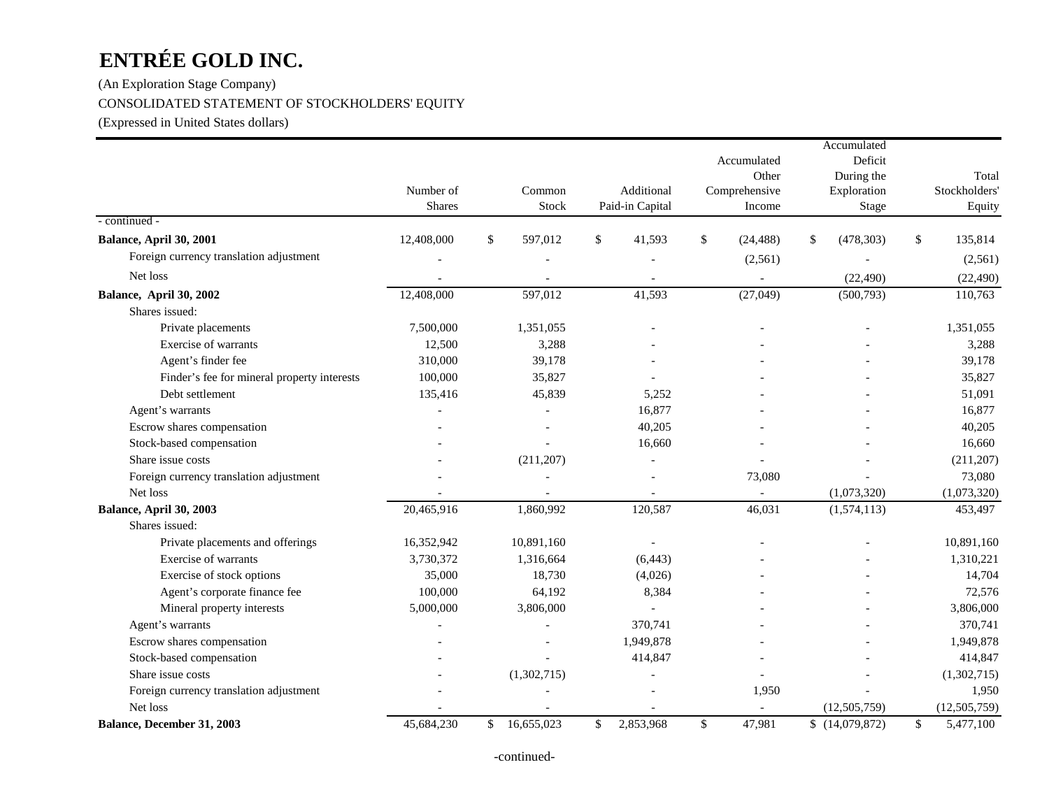# ENTRÉE GOLD INC.

(An Exploration Stage Company)

CONSOLIDATED STATEMENT OF STOCKHOLDERS' EQUITY

(Expressed in United States dollars)

| | Number of Shares | Common Stock | Additional Paid-in Capital | Accumulated Other Comprehensive Income | Accumulated Deficit During the Exploration Stage | Total Stockholders' Equity |
|---|---|---|---|---|---|---|
| - continued - | | | | | | |
| **Balance, April 30, 2001** | 12,408,000 | $ 597,012 | $ 41,593 | $ (24,488) | $ (478,303) | $ 135,814 |
| Foreign currency translation adjustment | - | - | - | (2,561) | - | (2,561) |
| Net loss | - | - | - | - | (22,490) | (22,490) |
| **Balance, April 30, 2002** | 12,408,000 | 597,012 | 41,593 | (27,049) | (500,793) | 110,763 |
| Shares issued: | | | | | | |
| Private placements | 7,500,000 | 1,351,055 | - | - | - | 1,351,055 |
| Exercise of warrants | 12,500 | 3,288 | - | - | - | 3,288 |
| Agent's finder fee | 310,000 | 39,178 | - | - | - | 39,178 |
| Finder's fee for mineral property interests | 100,000 | 35,827 | - | - | - | 35,827 |
| Debt settlement | 135,416 | 45,839 | 5,252 | - | - | 51,091 |
| Agent's warrants | - | - | 16,877 | - | - | 16,877 |
| Escrow shares compensation | - | - | 40,205 | - | - | 40,205 |
| Stock-based compensation | - | - | 16,660 | - | - | 16,660 |
| Share issue costs | - | (211,207) | - | - | - | (211,207) |
| Foreign currency translation adjustment | - | - | - | 73,080 | - | 73,080 |
| Net loss | - | - | - | - | (1,073,320) | (1,073,320) |
| **Balance, April 30, 2003** | 20,465,916 | 1,860,992 | 120,587 | 46,031 | (1,574,113) | 453,497 |
| Shares issued: | | | | | | |
| Private placements and offerings | 16,352,942 | 10,891,160 | - | - | - | 10,891,160 |
| Exercise of warrants | 3,730,372 | 1,316,664 | (6,443) | - | - | 1,310,221 |
| Exercise of stock options | 35,000 | 18,730 | (4,026) | - | - | 14,704 |
| Agent's corporate finance fee | 100,000 | 64,192 | 8,384 | - | - | 72,576 |
| Mineral property interests | 5,000,000 | 3,806,000 | - | - | - | 3,806,000 |
| Agent's warrants | - | - | 370,741 | - | - | 370,741 |
| Escrow shares compensation | - | - | 1,949,878 | - | - | 1,949,878 |
| Stock-based compensation | - | - | 414,847 | - | - | 414,847 |
| Share issue costs | - | (1,302,715) | - | - | - | (1,302,715) |
| Foreign currency translation adjustment | - | - | - | 1,950 | - | 1,950 |
| Net loss | - | - | - | - | (12,505,759) | (12,505,759) |
| **Balance, December 31, 2003** | 45,684,230 | $ 16,655,023 | $ 2,853,968 | $ 47,981 | $ (14,079,872) | $ 5,477,100 |

-continued-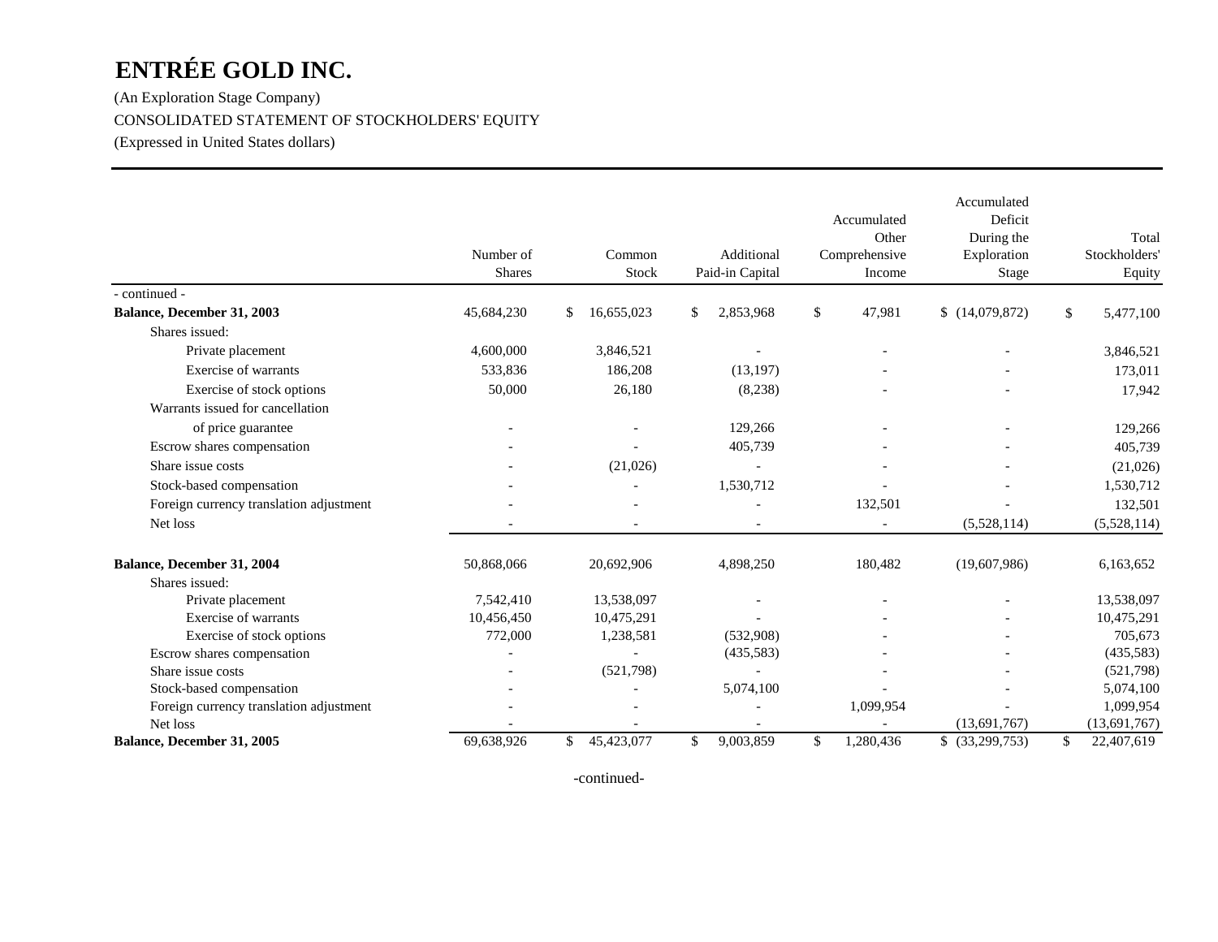# ENTRÉE GOLD INC.

(An Exploration Stage Company)

CONSOLIDATED STATEMENT OF STOCKHOLDERS' EQUITY

(Expressed in United States dollars)

| | Number of Shares | Common Stock | Additional Paid-in Capital | Accumulated Other Comprehensive Income | Accumulated Deficit During the Exploration Stage | Total Stockholders' Equity |
|---|---|---|---|---|---|---|
| - continued - | | | | | | |
| **Balance, December 31, 2003** | 45,684,230 | $ 16,655,023 | $ 2,853,968 | $ 47,981 | $ (14,079,872) | $ 5,477,100 |
| Shares issued: | | | | | | |
| Private placement | 4,600,000 | 3,846,521 | - | - | - | 3,846,521 |
| Exercise of warrants | 533,836 | 186,208 | (13,197) | - | - | 173,011 |
| Exercise of stock options | 50,000 | 26,180 | (8,238) | - | - | 17,942 |
| Warrants issued for cancellation of price guarantee | - | - | 129,266 | - | - | 129,266 |
| Escrow shares compensation | - | - | 405,739 | - | - | 405,739 |
| Share issue costs | - | (21,026) | - | - | - | (21,026) |
| Stock-based compensation | - | - | 1,530,712 | - | - | 1,530,712 |
| Foreign currency translation adjustment | - | - | - | 132,501 | - | 132,501 |
| Net loss | - | - | - | - | (5,528,114) | (5,528,114) |
| **Balance, December 31, 2004** | 50,868,066 | 20,692,906 | 4,898,250 | 180,482 | (19,607,986) | 6,163,652 |
| Shares issued: | | | | | | |
| Private placement | 7,542,410 | 13,538,097 | - | - | - | 13,538,097 |
| Exercise of warrants | 10,456,450 | 10,475,291 | - | - | - | 10,475,291 |
| Exercise of stock options | 772,000 | 1,238,581 | (532,908) | - | - | 705,673 |
| Escrow shares compensation | - | - | (435,583) | - | - | (435,583) |
| Share issue costs | - | (521,798) | - | - | - | (521,798) |
| Stock-based compensation | - | - | 5,074,100 | - | - | 5,074,100 |
| Foreign currency translation adjustment | - | - | - | 1,099,954 | - | 1,099,954 |
| Net loss | - | - | - | - | (13,691,767) | (13,691,767) |
| **Balance, December 31, 2005** | 69,638,926 | $ 45,423,077 | $ 9,003,859 | $ 1,280,436 | $ (33,299,753) | $ 22,407,619 |

-continued-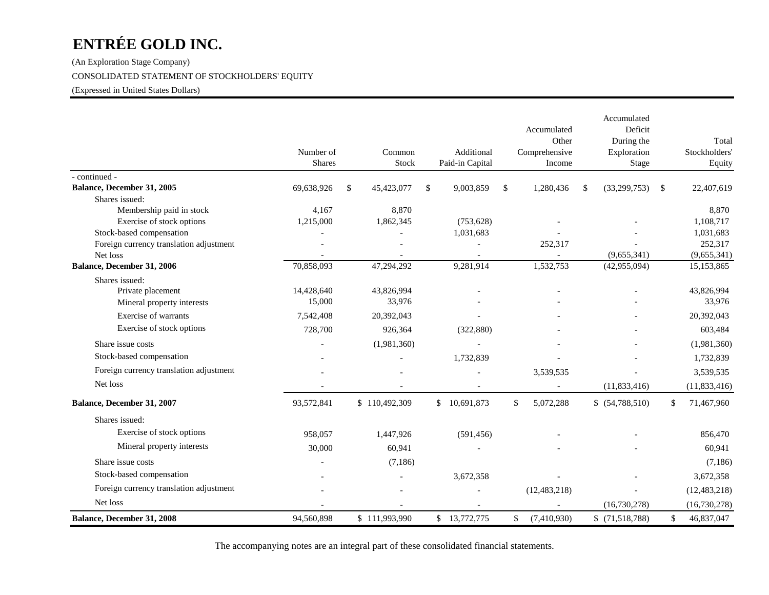# ENTRÉE GOLD INC.

(An Exploration Stage Company)

CONSOLIDATED STATEMENT OF STOCKHOLDERS' EQUITY

(Expressed in United States Dollars)

| | Number of Shares | Common Stock | Additional Paid-in Capital | Accumulated Other Comprehensive Income | Accumulated Deficit During the Exploration Stage | Total Stockholders' Equity |
|---|---|---|---|---|---|---|
| - continued - | | | | | | |
| **Balance, December 31, 2005** | 69,638,926 | $ 45,423,077 | $ 9,003,859 | $ 1,280,436 | $ (33,299,753) | $ 22,407,619 |
| Shares issued: | | | | | | |
| Membership paid in stock | 4,167 | 8,870 | | | | 8,870 |
| Exercise of stock options | 1,215,000 | 1,862,345 | (753,628) | - | - | 1,108,717 |
| Stock-based compensation | - | - | 1,031,683 | - | - | 1,031,683 |
| Foreign currency translation adjustment | - | - | - | 252,317 | - | 252,317 |
| Net loss | - | - | - | - | (9,655,341) | (9,655,341) |
| **Balance, December 31, 2006** | 70,858,093 | 47,294,292 | 9,281,914 | 1,532,753 | (42,955,094) | 15,153,865 |
| Shares issued: | | | | | | |
| Private placement | 14,428,640 | 43,826,994 | - | - | - | 43,826,994 |
| Mineral property interests | 15,000 | 33,976 | - | - | - | 33,976 |
| Exercise of warrants | 7,542,408 | 20,392,043 | - | - | - | 20,392,043 |
| Exercise of stock options | 728,700 | 926,364 | (322,880) | - | - | 603,484 |
| Share issue costs | - | (1,981,360) | - | - | - | (1,981,360) |
| Stock-based compensation | - | - | 1,732,839 | - | - | 1,732,839 |
| Foreign currency translation adjustment | - | - | - | 3,539,535 | - | 3,539,535 |
| Net loss | - | - | - | - | (11,833,416) | (11,833,416) |
| **Balance, December 31, 2007** | 93,572,841 | $ 110,492,309 | $ 10,691,873 | $ 5,072,288 | $ (54,788,510) | $ 71,467,960 |
| Shares issued: | | | | | | |
| Exercise of stock options | 958,057 | 1,447,926 | (591,456) | - | - | 856,470 |
| Mineral property interests | 30,000 | 60,941 | - | - | - | 60,941 |
| Share issue costs | - | (7,186) | | | | (7,186) |
| Stock-based compensation | - | - | 3,672,358 | - | - | 3,672,358 |
| Foreign currency translation adjustment | - | - | - | (12,483,218) | - | (12,483,218) |
| Net loss | - | - | - | - | (16,730,278) | (16,730,278) |
| **Balance, December 31, 2008** | 94,560,898 | $ 111,993,990 | $ 13,772,775 | $ (7,410,930) | $ (71,518,788) | $ 46,837,047 |

The accompanying notes are an integral part of these consolidated financial statements.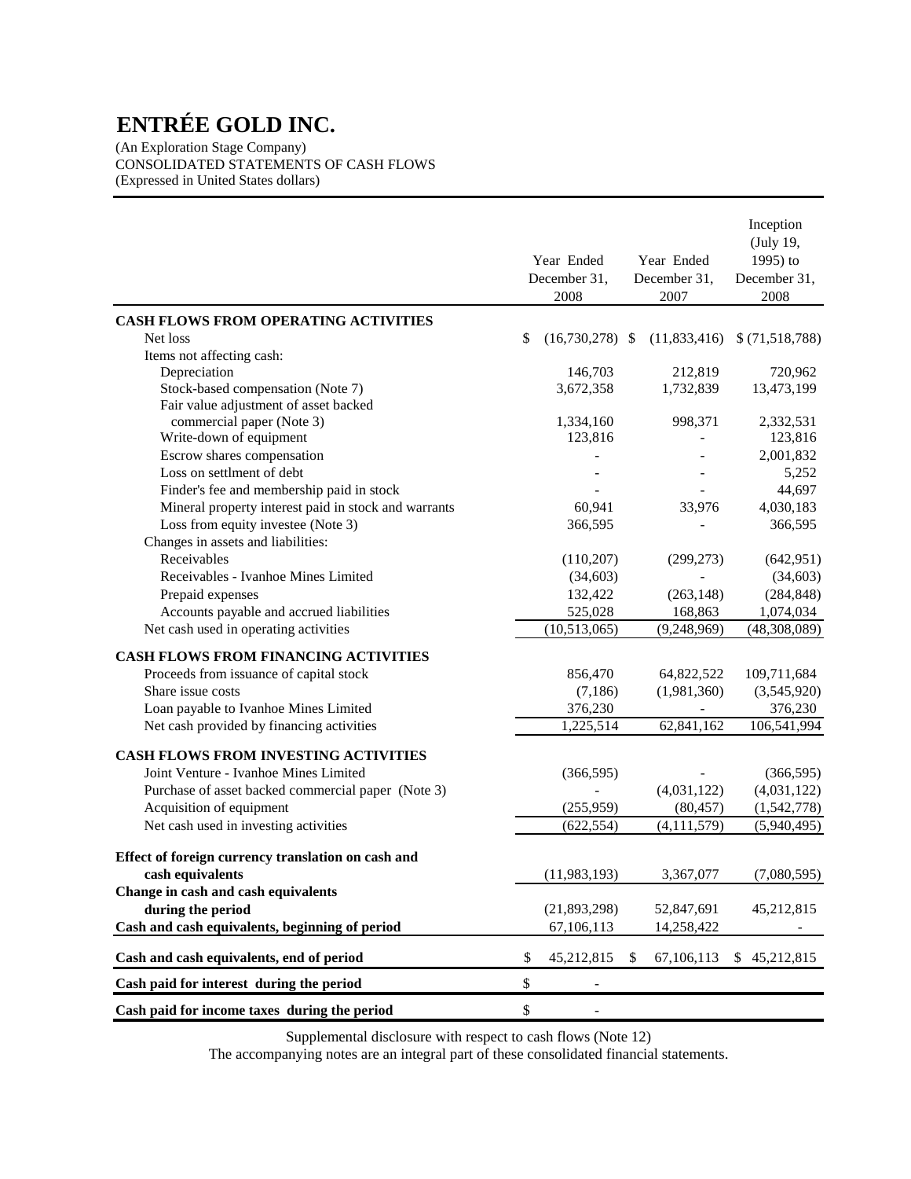# ENTRÉE GOLD INC.

(An Exploration Stage Company)
CONSOLIDATED STATEMENTS OF CASH FLOWS
(Expressed in United States dollars)

| | Year Ended December 31, 2008 | Year Ended December 31, 2007 | Inception (July 19, 1995) to December 31, 2008 |
|---|---|---|---|
| **CASH FLOWS FROM OPERATING ACTIVITIES** | | | |
| Net loss | $ (16,730,278) | $ (11,833,416) | $ (71,518,788) |
| Items not affecting cash: | | | |
| Depreciation | 146,703 | 212,819 | 720,962 |
| Stock-based compensation (Note 7) | 3,672,358 | 1,732,839 | 13,473,199 |
| Fair value adjustment of asset backed commercial paper (Note 3) | 1,334,160 | 998,371 | 2,332,531 |
| Write-down of equipment | 123,816 | - | 123,816 |
| Escrow shares compensation | - | - | 2,001,832 |
| Loss on settlment of debt | - | - | 5,252 |
| Finder's fee and membership paid in stock | - | - | 44,697 |
| Mineral property interest paid in stock and warrants | 60,941 | 33,976 | 4,030,183 |
| Loss from equity investee (Note 3) | 366,595 | - | 366,595 |
| Changes in assets and liabilities: | | | |
| Receivables | (110,207) | (299,273) | (642,951) |
| Receivables - Ivanhoe Mines Limited | (34,603) | - | (34,603) |
| Prepaid expenses | 132,422 | (263,148) | (284,848) |
| Accounts payable and accrued liabilities | 525,028 | 168,863 | 1,074,034 |
| Net cash used in operating activities | (10,513,065) | (9,248,969) | (48,308,089) |
| **CASH FLOWS FROM FINANCING ACTIVITIES** | | | |
| Proceeds from issuance of capital stock | 856,470 | 64,822,522 | 109,711,684 |
| Share issue costs | (7,186) | (1,981,360) | (3,545,920) |
| Loan payable to Ivanhoe Mines Limited | 376,230 | - | 376,230 |
| Net cash provided by financing activities | 1,225,514 | 62,841,162 | 106,541,994 |
| **CASH FLOWS FROM INVESTING ACTIVITIES** | | | |
| Joint Venture - Ivanhoe Mines Limited | (366,595) | - | (366,595) |
| Purchase of asset backed commercial paper (Note 3) | - | (4,031,122) | (4,031,122) |
| Acquisition of equipment | (255,959) | (80,457) | (1,542,778) |
| Net cash used in investing activities | (622,554) | (4,111,579) | (5,940,495) |
| **Effect of foreign currency translation on cash and cash equivalents** | (11,983,193) | 3,367,077 | (7,080,595) |
| **Change in cash and cash equivalents during the period** | (21,893,298) | 52,847,691 | 45,212,815 |
| **Cash and cash equivalents, beginning of period** | 67,106,113 | 14,258,422 | - |
| **Cash and cash equivalents, end of period** | $ 45,212,815 | $ 67,106,113 | $ 45,212,815 |
| **Cash paid for interest during the period** | $ - | | |
| **Cash paid for income taxes during the period** | $ - | | |

Supplemental disclosure with respect to cash flows (Note 12)

The accompanying notes are an integral part of these consolidated financial statements.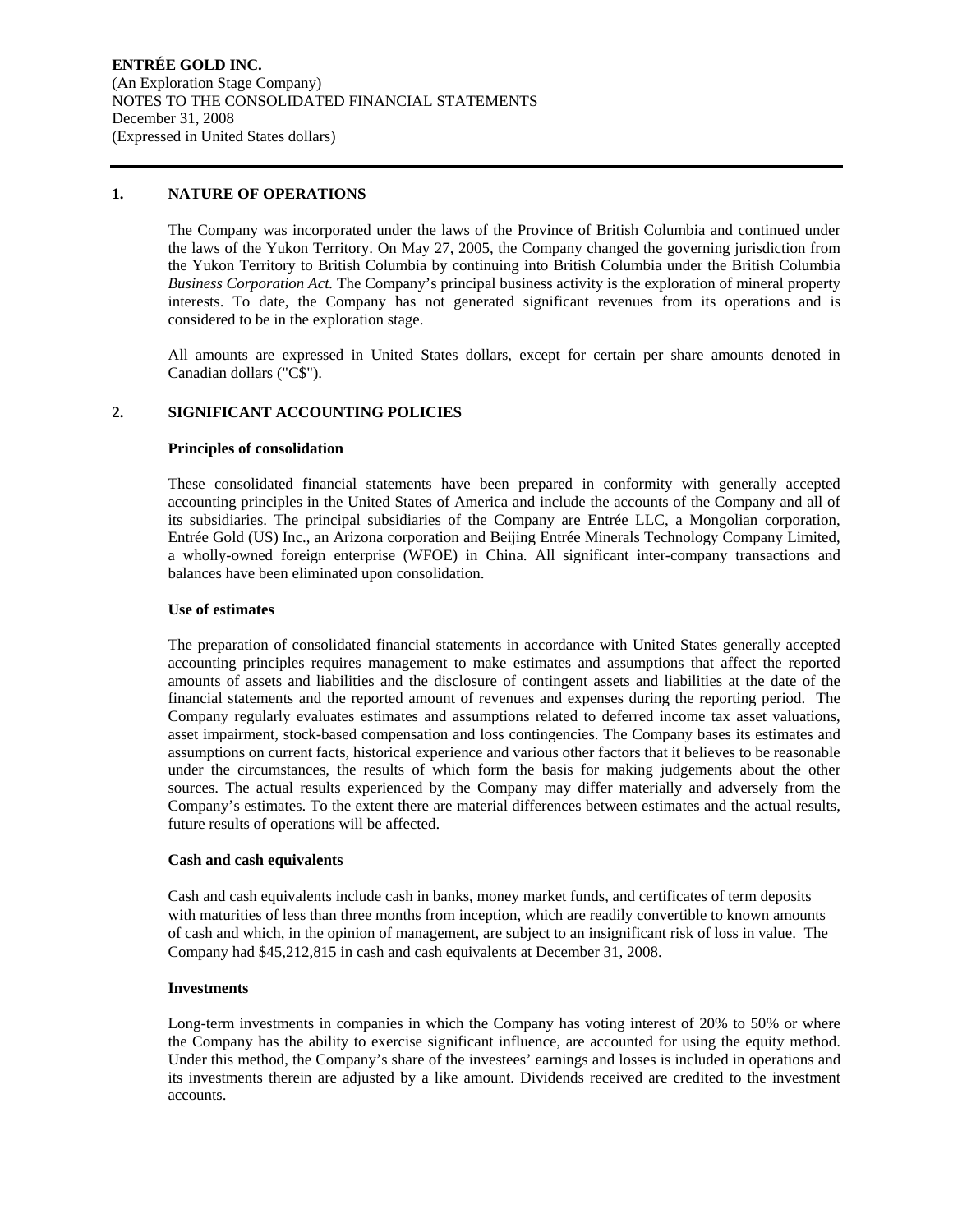**ENTRÉE GOLD INC.**
(An Exploration Stage Company)
NOTES TO THE CONSOLIDATED FINANCIAL STATEMENTS
December 31, 2008
(Expressed in United States dollars)

---

## 1. NATURE OF OPERATIONS

The Company was incorporated under the laws of the Province of British Columbia and continued under the laws of the Yukon Territory. On May 27, 2005, the Company changed the governing jurisdiction from the Yukon Territory to British Columbia by continuing into British Columbia under the British Columbia *Business Corporation Act.* The Company's principal business activity is the exploration of mineral property interests. To date, the Company has not generated significant revenues from its operations and is considered to be in the exploration stage.

All amounts are expressed in United States dollars, except for certain per share amounts denoted in Canadian dollars ("C$").

## 2. SIGNIFICANT ACCOUNTING POLICIES

**Principles of consolidation**

These consolidated financial statements have been prepared in conformity with generally accepted accounting principles in the United States of America and include the accounts of the Company and all of its subsidiaries. The principal subsidiaries of the Company are Entrée LLC, a Mongolian corporation, Entrée Gold (US) Inc., an Arizona corporation and Beijing Entrée Minerals Technology Company Limited, a wholly-owned foreign enterprise (WFOE) in China. All significant inter-company transactions and balances have been eliminated upon consolidation.

**Use of estimates**

The preparation of consolidated financial statements in accordance with United States generally accepted accounting principles requires management to make estimates and assumptions that affect the reported amounts of assets and liabilities and the disclosure of contingent assets and liabilities at the date of the financial statements and the reported amount of revenues and expenses during the reporting period. The Company regularly evaluates estimates and assumptions related to deferred income tax asset valuations, asset impairment, stock-based compensation and loss contingencies. The Company bases its estimates and assumptions on current facts, historical experience and various other factors that it believes to be reasonable under the circumstances, the results of which form the basis for making judgements about the other sources. The actual results experienced by the Company may differ materially and adversely from the Company's estimates. To the extent there are material differences between estimates and the actual results, future results of operations will be affected.

**Cash and cash equivalents**

Cash and cash equivalents include cash in banks, money market funds, and certificates of term deposits with maturities of less than three months from inception, which are readily convertible to known amounts of cash and which, in the opinion of management, are subject to an insignificant risk of loss in value. The Company had $45,212,815 in cash and cash equivalents at December 31, 2008.

**Investments**

Long-term investments in companies in which the Company has voting interest of 20% to 50% or where the Company has the ability to exercise significant influence, are accounted for using the equity method. Under this method, the Company's share of the investees' earnings and losses is included in operations and its investments therein are adjusted by a like amount. Dividends received are credited to the investment accounts.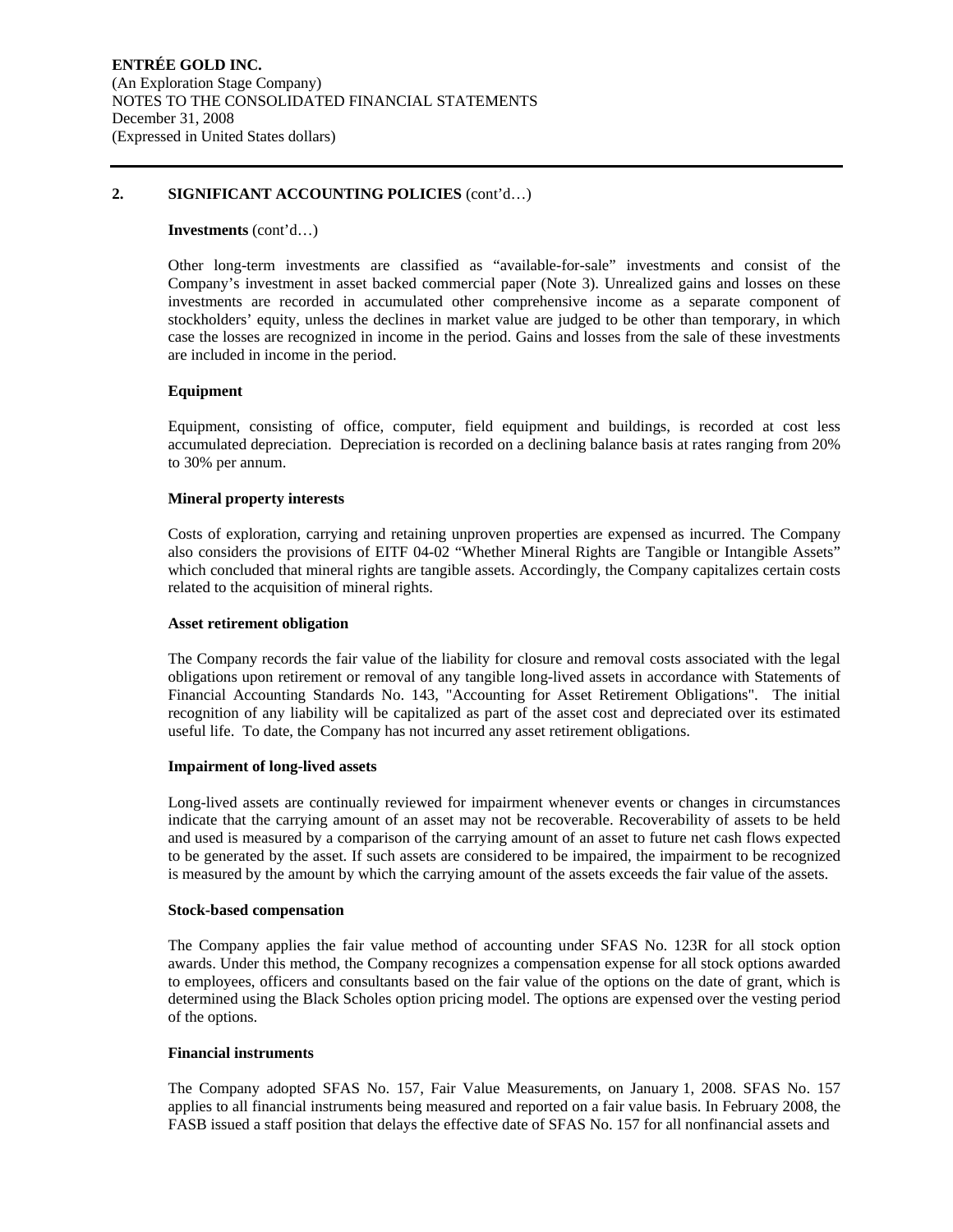## 2. SIGNIFICANT ACCOUNTING POLICIES (cont'd…)

**Investments** (cont'd…)

Other long-term investments are classified as "available-for-sale" investments and consist of the Company's investment in asset backed commercial paper (Note 3). Unrealized gains and losses on these investments are recorded in accumulated other comprehensive income as a separate component of stockholders' equity, unless the declines in market value are judged to be other than temporary, in which case the losses are recognized in income in the period. Gains and losses from the sale of these investments are included in income in the period.

**Equipment**

Equipment, consisting of office, computer, field equipment and buildings, is recorded at cost less accumulated depreciation. Depreciation is recorded on a declining balance basis at rates ranging from 20% to 30% per annum.

**Mineral property interests**

Costs of exploration, carrying and retaining unproven properties are expensed as incurred. The Company also considers the provisions of EITF 04-02 "Whether Mineral Rights are Tangible or Intangible Assets" which concluded that mineral rights are tangible assets. Accordingly, the Company capitalizes certain costs related to the acquisition of mineral rights.

**Asset retirement obligation**

The Company records the fair value of the liability for closure and removal costs associated with the legal obligations upon retirement or removal of any tangible long-lived assets in accordance with Statements of Financial Accounting Standards No. 143, "Accounting for Asset Retirement Obligations". The initial recognition of any liability will be capitalized as part of the asset cost and depreciated over its estimated useful life. To date, the Company has not incurred any asset retirement obligations.

**Impairment of long-lived assets**

Long-lived assets are continually reviewed for impairment whenever events or changes in circumstances indicate that the carrying amount of an asset may not be recoverable. Recoverability of assets to be held and used is measured by a comparison of the carrying amount of an asset to future net cash flows expected to be generated by the asset. If such assets are considered to be impaired, the impairment to be recognized is measured by the amount by which the carrying amount of the assets exceeds the fair value of the assets.

**Stock-based compensation**

The Company applies the fair value method of accounting under SFAS No. 123R for all stock option awards. Under this method, the Company recognizes a compensation expense for all stock options awarded to employees, officers and consultants based on the fair value of the options on the date of grant, which is determined using the Black Scholes option pricing model. The options are expensed over the vesting period of the options.

**Financial instruments**

The Company adopted SFAS No. 157, Fair Value Measurements, on January 1, 2008. SFAS No. 157 applies to all financial instruments being measured and reported on a fair value basis. In February 2008, the FASB issued a staff position that delays the effective date of SFAS No. 157 for all nonfinancial assets and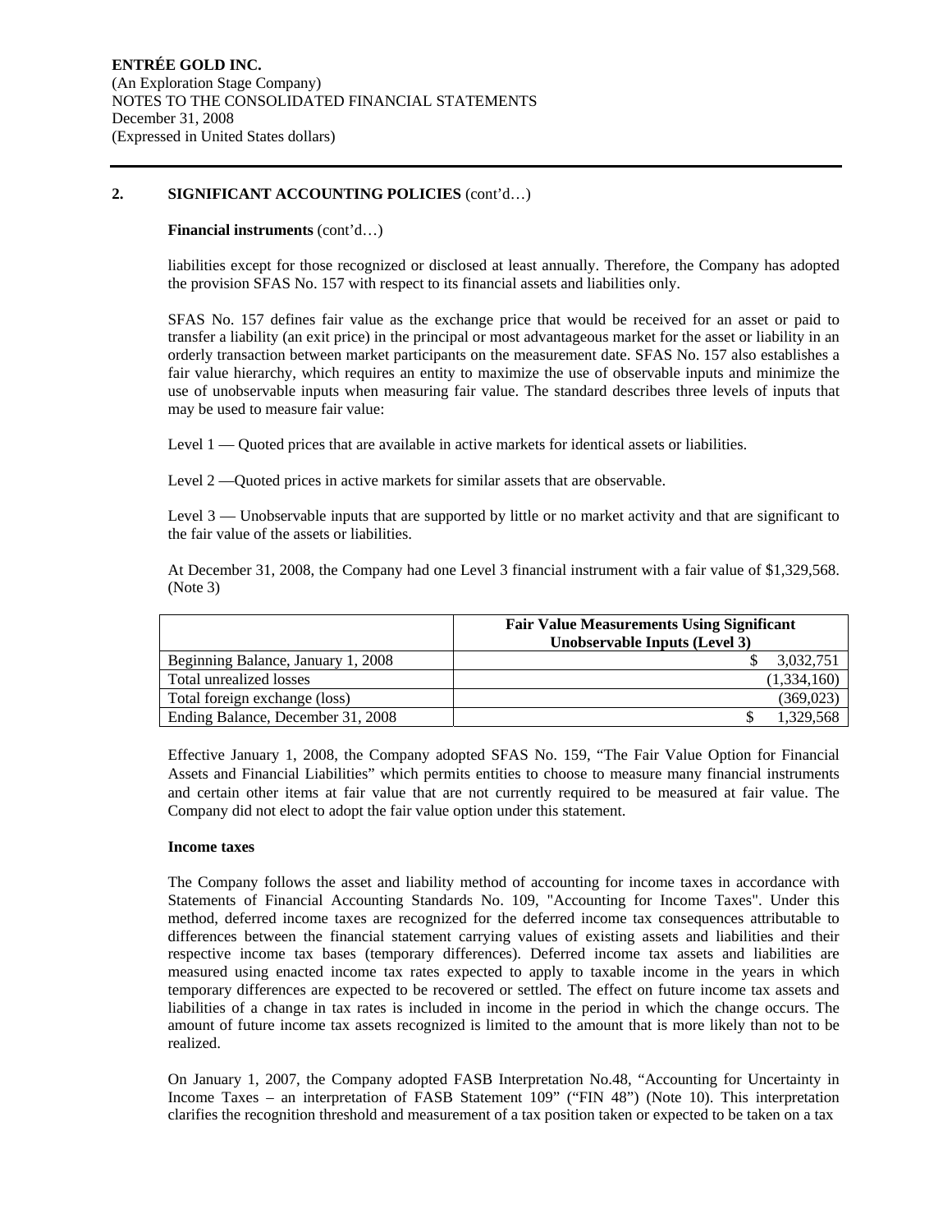## 2. SIGNIFICANT ACCOUNTING POLICIES (cont'd…)

**Financial instruments** (cont'd…)

liabilities except for those recognized or disclosed at least annually. Therefore, the Company has adopted the provision SFAS No. 157 with respect to its financial assets and liabilities only.

SFAS No. 157 defines fair value as the exchange price that would be received for an asset or paid to transfer a liability (an exit price) in the principal or most advantageous market for the asset or liability in an orderly transaction between market participants on the measurement date. SFAS No. 157 also establishes a fair value hierarchy, which requires an entity to maximize the use of observable inputs and minimize the use of unobservable inputs when measuring fair value. The standard describes three levels of inputs that may be used to measure fair value:

Level 1 — Quoted prices that are available in active markets for identical assets or liabilities.

Level 2 —Quoted prices in active markets for similar assets that are observable.

Level 3 — Unobservable inputs that are supported by little or no market activity and that are significant to the fair value of the assets or liabilities.

At December 31, 2008, the Company had one Level 3 financial instrument with a fair value of $1,329,568. (Note 3)

| | Fair Value Measurements Using Significant Unobservable Inputs (Level 3) |
|---|---|
| Beginning Balance, January 1, 2008 | $ 3,032,751 |
| Total unrealized losses | (1,334,160) |
| Total foreign exchange (loss) | (369,023) |
| Ending Balance, December 31, 2008 | $ 1,329,568 |

Effective January 1, 2008, the Company adopted SFAS No. 159, "The Fair Value Option for Financial Assets and Financial Liabilities" which permits entities to choose to measure many financial instruments and certain other items at fair value that are not currently required to be measured at fair value. The Company did not elect to adopt the fair value option under this statement.

**Income taxes**

The Company follows the asset and liability method of accounting for income taxes in accordance with Statements of Financial Accounting Standards No. 109, "Accounting for Income Taxes". Under this method, deferred income taxes are recognized for the deferred income tax consequences attributable to differences between the financial statement carrying values of existing assets and liabilities and their respective income tax bases (temporary differences). Deferred income tax assets and liabilities are measured using enacted income tax rates expected to apply to taxable income in the years in which temporary differences are expected to be recovered or settled. The effect on future income tax assets and liabilities of a change in tax rates is included in income in the period in which the change occurs. The amount of future income tax assets recognized is limited to the amount that is more likely than not to be realized.

On January 1, 2007, the Company adopted FASB Interpretation No.48, "Accounting for Uncertainty in Income Taxes – an interpretation of FASB Statement 109" ("FIN 48") (Note 10). This interpretation clarifies the recognition threshold and measurement of a tax position taken or expected to be taken on a tax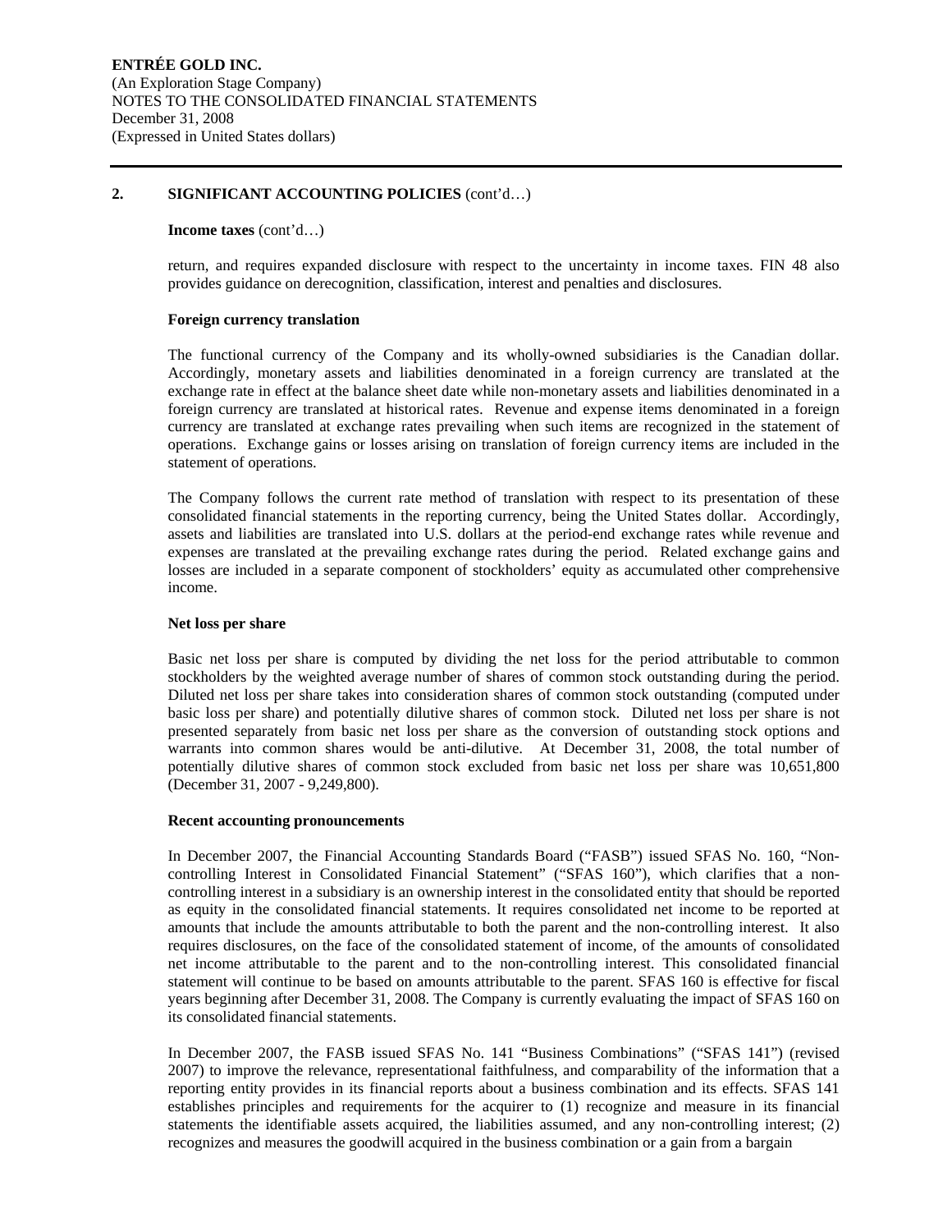## 2. SIGNIFICANT ACCOUNTING POLICIES (cont'd…)

**Income taxes** (cont'd…)

return, and requires expanded disclosure with respect to the uncertainty in income taxes. FIN 48 also provides guidance on derecognition, classification, interest and penalties and disclosures.

**Foreign currency translation**

The functional currency of the Company and its wholly-owned subsidiaries is the Canadian dollar. Accordingly, monetary assets and liabilities denominated in a foreign currency are translated at the exchange rate in effect at the balance sheet date while non-monetary assets and liabilities denominated in a foreign currency are translated at historical rates. Revenue and expense items denominated in a foreign currency are translated at exchange rates prevailing when such items are recognized in the statement of operations. Exchange gains or losses arising on translation of foreign currency items are included in the statement of operations.

The Company follows the current rate method of translation with respect to its presentation of these consolidated financial statements in the reporting currency, being the United States dollar. Accordingly, assets and liabilities are translated into U.S. dollars at the period-end exchange rates while revenue and expenses are translated at the prevailing exchange rates during the period. Related exchange gains and losses are included in a separate component of stockholders' equity as accumulated other comprehensive income.

**Net loss per share**

Basic net loss per share is computed by dividing the net loss for the period attributable to common stockholders by the weighted average number of shares of common stock outstanding during the period. Diluted net loss per share takes into consideration shares of common stock outstanding (computed under basic loss per share) and potentially dilutive shares of common stock. Diluted net loss per share is not presented separately from basic net loss per share as the conversion of outstanding stock options and warrants into common shares would be anti-dilutive. At December 31, 2008, the total number of potentially dilutive shares of common stock excluded from basic net loss per share was 10,651,800 (December 31, 2007 - 9,249,800).

**Recent accounting pronouncements**

In December 2007, the Financial Accounting Standards Board ("FASB") issued SFAS No. 160, "Non-controlling Interest in Consolidated Financial Statement" ("SFAS 160"), which clarifies that a non-controlling interest in a subsidiary is an ownership interest in the consolidated entity that should be reported as equity in the consolidated financial statements. It requires consolidated net income to be reported at amounts that include the amounts attributable to both the parent and the non-controlling interest. It also requires disclosures, on the face of the consolidated statement of income, of the amounts of consolidated net income attributable to the parent and to the non-controlling interest. This consolidated financial statement will continue to be based on amounts attributable to the parent. SFAS 160 is effective for fiscal years beginning after December 31, 2008. The Company is currently evaluating the impact of SFAS 160 on its consolidated financial statements.

In December 2007, the FASB issued SFAS No. 141 "Business Combinations" ("SFAS 141") (revised 2007) to improve the relevance, representational faithfulness, and comparability of the information that a reporting entity provides in its financial reports about a business combination and its effects. SFAS 141 establishes principles and requirements for the acquirer to (1) recognize and measure in its financial statements the identifiable assets acquired, the liabilities assumed, and any non-controlling interest; (2) recognizes and measures the goodwill acquired in the business combination or a gain from a bargain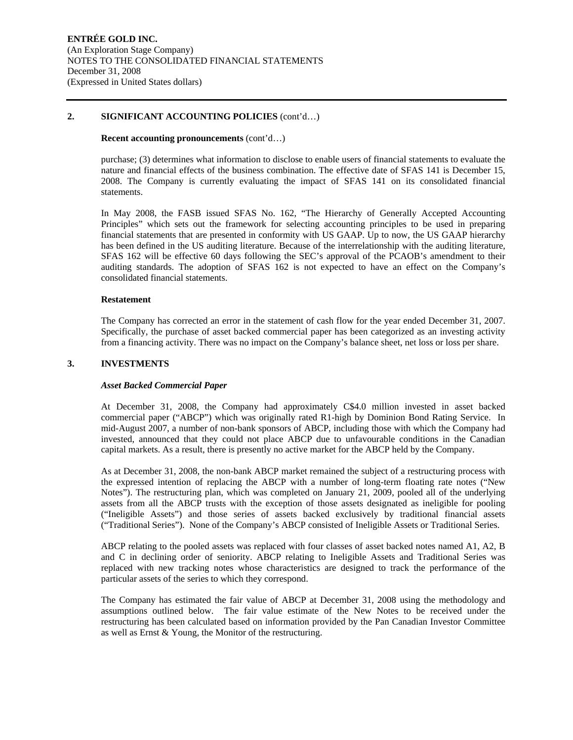## 2. SIGNIFICANT ACCOUNTING POLICIES (cont'd…)

**Recent accounting pronouncements** (cont'd…)

purchase; (3) determines what information to disclose to enable users of financial statements to evaluate the nature and financial effects of the business combination. The effective date of SFAS 141 is December 15, 2008. The Company is currently evaluating the impact of SFAS 141 on its consolidated financial statements.

In May 2008, the FASB issued SFAS No. 162, "The Hierarchy of Generally Accepted Accounting Principles" which sets out the framework for selecting accounting principles to be used in preparing financial statements that are presented in conformity with US GAAP. Up to now, the US GAAP hierarchy has been defined in the US auditing literature. Because of the interrelationship with the auditing literature, SFAS 162 will be effective 60 days following the SEC's approval of the PCAOB's amendment to their auditing standards. The adoption of SFAS 162 is not expected to have an effect on the Company's consolidated financial statements.

**Restatement**

The Company has corrected an error in the statement of cash flow for the year ended December 31, 2007. Specifically, the purchase of asset backed commercial paper has been categorized as an investing activity from a financing activity. There was no impact on the Company's balance sheet, net loss or loss per share.

## 3. INVESTMENTS

***Asset Backed Commercial Paper***

At December 31, 2008, the Company had approximately C$4.0 million invested in asset backed commercial paper ("ABCP") which was originally rated R1-high by Dominion Bond Rating Service. In mid-August 2007, a number of non-bank sponsors of ABCP, including those with which the Company had invested, announced that they could not place ABCP due to unfavourable conditions in the Canadian capital markets. As a result, there is presently no active market for the ABCP held by the Company.

As at December 31, 2008, the non-bank ABCP market remained the subject of a restructuring process with the expressed intention of replacing the ABCP with a number of long-term floating rate notes ("New Notes"). The restructuring plan, which was completed on January 21, 2009, pooled all of the underlying assets from all the ABCP trusts with the exception of those assets designated as ineligible for pooling ("Ineligible Assets") and those series of assets backed exclusively by traditional financial assets ("Traditional Series"). None of the Company's ABCP consisted of Ineligible Assets or Traditional Series.

ABCP relating to the pooled assets was replaced with four classes of asset backed notes named A1, A2, B and C in declining order of seniority. ABCP relating to Ineligible Assets and Traditional Series was replaced with new tracking notes whose characteristics are designed to track the performance of the particular assets of the series to which they correspond.

The Company has estimated the fair value of ABCP at December 31, 2008 using the methodology and assumptions outlined below. The fair value estimate of the New Notes to be received under the restructuring has been calculated based on information provided by the Pan Canadian Investor Committee as well as Ernst & Young, the Monitor of the restructuring.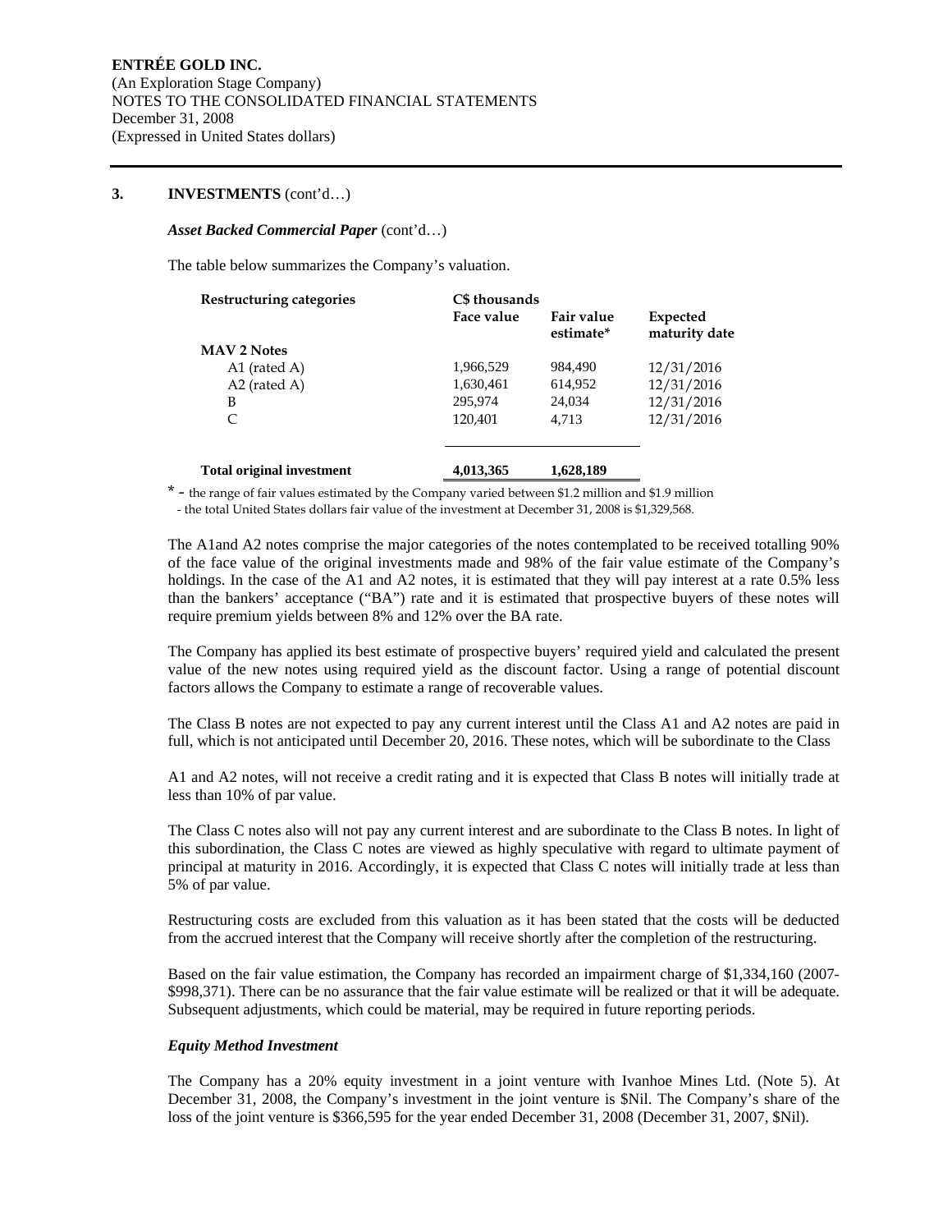## 3. INVESTMENTS (cont'd…)

### *Asset Backed Commercial Paper* (cont'd…)

The table below summarizes the Company's valuation.

| Restructuring categories | C$ thousands | | |
|---|---|---|---|
| | Face value | Fair value estimate* | Expected maturity date |
| **MAV 2 Notes** | | | |
| A1 (rated A) | 1,966,529 | 984,490 | 12/31/2016 |
| A2 (rated A) | 1,630,461 | 614,952 | 12/31/2016 |
| B | 295,974 | 24,034 | 12/31/2016 |
| C | 120,401 | 4,713 | 12/31/2016 |
| **Total original investment** | **4,013,365** | **1,628,189** | |

\* - the range of fair values estimated by the Company varied between $1.2 million and $1.9 million
- the total United States dollars fair value of the investment at December 31, 2008 is $1,329,568.

The A1and A2 notes comprise the major categories of the notes contemplated to be received totalling 90% of the face value of the original investments made and 98% of the fair value estimate of the Company's holdings. In the case of the A1 and A2 notes, it is estimated that they will pay interest at a rate 0.5% less than the bankers' acceptance ("BA") rate and it is estimated that prospective buyers of these notes will require premium yields between 8% and 12% over the BA rate.

The Company has applied its best estimate of prospective buyers' required yield and calculated the present value of the new notes using required yield as the discount factor. Using a range of potential discount factors allows the Company to estimate a range of recoverable values.

The Class B notes are not expected to pay any current interest until the Class A1 and A2 notes are paid in full, which is not anticipated until December 20, 2016. These notes, which will be subordinate to the Class A1 and A2 notes, will not receive a credit rating and it is expected that Class B notes will initially trade at less than 10% of par value.

The Class C notes also will not pay any current interest and are subordinate to the Class B notes. In light of this subordination, the Class C notes are viewed as highly speculative with regard to ultimate payment of principal at maturity in 2016. Accordingly, it is expected that Class C notes will initially trade at less than 5% of par value.

Restructuring costs are excluded from this valuation as it has been stated that the costs will be deducted from the accrued interest that the Company will receive shortly after the completion of the restructuring.

Based on the fair value estimation, the Company has recorded an impairment charge of $1,334,160 (2007- $998,371). There can be no assurance that the fair value estimate will be realized or that it will be adequate. Subsequent adjustments, which could be material, may be required in future reporting periods.

### *Equity Method Investment*

The Company has a 20% equity investment in a joint venture with Ivanhoe Mines Ltd. (Note 5). At December 31, 2008, the Company's investment in the joint venture is $Nil. The Company's share of the loss of the joint venture is $366,595 for the year ended December 31, 2008 (December 31, 2007, $Nil).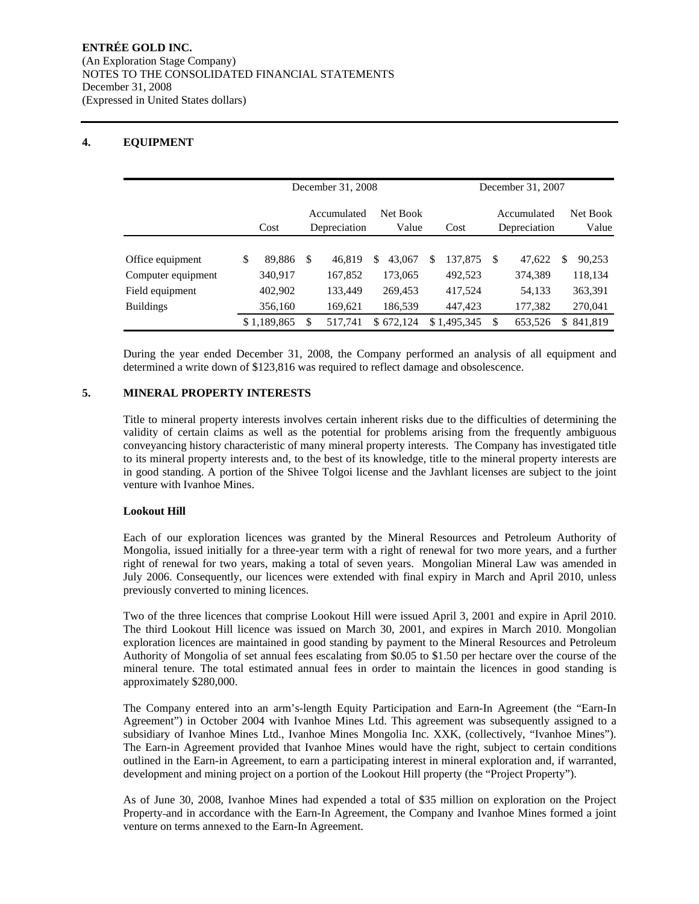**ENTRÉE GOLD INC.**
(An Exploration Stage Company)
NOTES TO THE CONSOLIDATED FINANCIAL STATEMENTS
December 31, 2008
(Expressed in United States dollars)

## 4. EQUIPMENT

| | December 31, 2008 | | | December 31, 2007 | | |
|---|---|---|---|---|---|---|
| | Cost | Accumulated Depreciation | Net Book Value | Cost | Accumulated Depreciation | Net Book Value |
| Office equipment | $ 89,886 | $ 46,819 | $ 43,067 | $ 137,875 | $ 47,622 | $ 90,253 |
| Computer equipment | 340,917 | 167,852 | 173,065 | 492,523 | 374,389 | 118,134 |
| Field equipment | 402,902 | 133,449 | 269,453 | 417,524 | 54,133 | 363,391 |
| Buildings | 356,160 | 169,621 | 186,539 | 447,423 | 177,382 | 270,041 |
| | $ 1,189,865 | $ 517,741 | $ 672,124 | $ 1,495,345 | $ 653,526 | $ 841,819 |

During the year ended December 31, 2008, the Company performed an analysis of all equipment and determined a write down of $123,816 was required to reflect damage and obsolescence.

## 5. MINERAL PROPERTY INTERESTS

Title to mineral property interests involves certain inherent risks due to the difficulties of determining the validity of certain claims as well as the potential for problems arising from the frequently ambiguous conveyancing history characteristic of many mineral property interests. The Company has investigated title to its mineral property interests and, to the best of its knowledge, title to the mineral property interests are in good standing. A portion of the Shivee Tolgoi license and the Javhlant licenses are subject to the joint venture with Ivanhoe Mines.

**Lookout Hill**

Each of our exploration licences was granted by the Mineral Resources and Petroleum Authority of Mongolia, issued initially for a three-year term with a right of renewal for two more years, and a further right of renewal for two years, making a total of seven years. Mongolian Mineral Law was amended in July 2006. Consequently, our licences were extended with final expiry in March and April 2010, unless previously converted to mining licences.

Two of the three licences that comprise Lookout Hill were issued April 3, 2001 and expire in April 2010. The third Lookout Hill licence was issued on March 30, 2001, and expires in March 2010. Mongolian exploration licences are maintained in good standing by payment to the Mineral Resources and Petroleum Authority of Mongolia of set annual fees escalating from $0.05 to $1.50 per hectare over the course of the mineral tenure. The total estimated annual fees in order to maintain the licences in good standing is approximately $280,000.

The Company entered into an arm's-length Equity Participation and Earn-In Agreement (the "Earn-In Agreement") in October 2004 with Ivanhoe Mines Ltd. This agreement was subsequently assigned to a subsidiary of Ivanhoe Mines Ltd., Ivanhoe Mines Mongolia Inc. XXK, (collectively, "Ivanhoe Mines"). The Earn-in Agreement provided that Ivanhoe Mines would have the right, subject to certain conditions outlined in the Earn-in Agreement, to earn a participating interest in mineral exploration and, if warranted, development and mining project on a portion of the Lookout Hill property (the "Project Property").

As of June 30, 2008, Ivanhoe Mines had expended a total of $35 million on exploration on the Project Property and in accordance with the Earn-In Agreement, the Company and Ivanhoe Mines formed a joint venture on terms annexed to the Earn-In Agreement.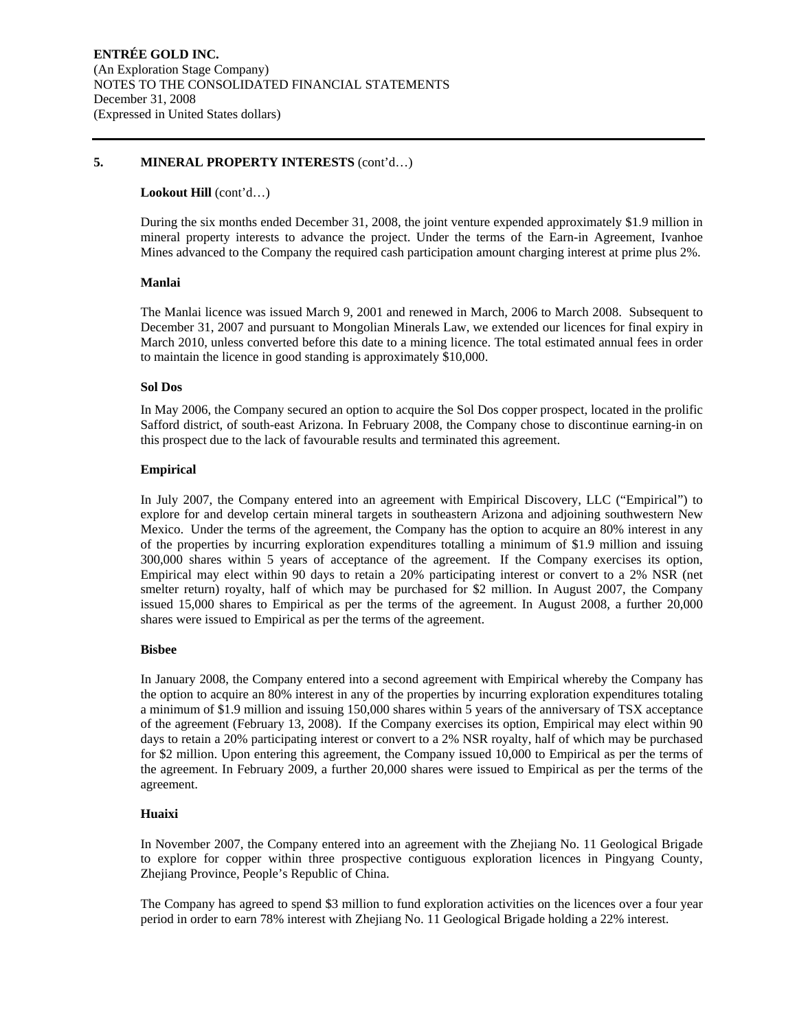## 5. MINERAL PROPERTY INTERESTS (cont'd…)

**Lookout Hill** (cont'd…)

During the six months ended December 31, 2008, the joint venture expended approximately $1.9 million in mineral property interests to advance the project. Under the terms of the Earn-in Agreement, Ivanhoe Mines advanced to the Company the required cash participation amount charging interest at prime plus 2%.

**Manlai**

The Manlai licence was issued March 9, 2001 and renewed in March, 2006 to March 2008. Subsequent to December 31, 2007 and pursuant to Mongolian Minerals Law, we extended our licences for final expiry in March 2010, unless converted before this date to a mining licence. The total estimated annual fees in order to maintain the licence in good standing is approximately $10,000.

**Sol Dos**

In May 2006, the Company secured an option to acquire the Sol Dos copper prospect, located in the prolific Safford district, of south-east Arizona. In February 2008, the Company chose to discontinue earning-in on this prospect due to the lack of favourable results and terminated this agreement.

**Empirical**

In July 2007, the Company entered into an agreement with Empirical Discovery, LLC ("Empirical") to explore for and develop certain mineral targets in southeastern Arizona and adjoining southwestern New Mexico. Under the terms of the agreement, the Company has the option to acquire an 80% interest in any of the properties by incurring exploration expenditures totalling a minimum of $1.9 million and issuing 300,000 shares within 5 years of acceptance of the agreement. If the Company exercises its option, Empirical may elect within 90 days to retain a 20% participating interest or convert to a 2% NSR (net smelter return) royalty, half of which may be purchased for $2 million. In August 2007, the Company issued 15,000 shares to Empirical as per the terms of the agreement. In August 2008, a further 20,000 shares were issued to Empirical as per the terms of the agreement.

**Bisbee**

In January 2008, the Company entered into a second agreement with Empirical whereby the Company has the option to acquire an 80% interest in any of the properties by incurring exploration expenditures totaling a minimum of $1.9 million and issuing 150,000 shares within 5 years of the anniversary of TSX acceptance of the agreement (February 13, 2008). If the Company exercises its option, Empirical may elect within 90 days to retain a 20% participating interest or convert to a 2% NSR royalty, half of which may be purchased for $2 million. Upon entering this agreement, the Company issued 10,000 to Empirical as per the terms of the agreement. In February 2009, a further 20,000 shares were issued to Empirical as per the terms of the agreement.

**Huaixi**

In November 2007, the Company entered into an agreement with the Zhejiang No. 11 Geological Brigade to explore for copper within three prospective contiguous exploration licences in Pingyang County, Zhejiang Province, People's Republic of China.

The Company has agreed to spend $3 million to fund exploration activities on the licences over a four year period in order to earn 78% interest with Zhejiang No. 11 Geological Brigade holding a 22% interest.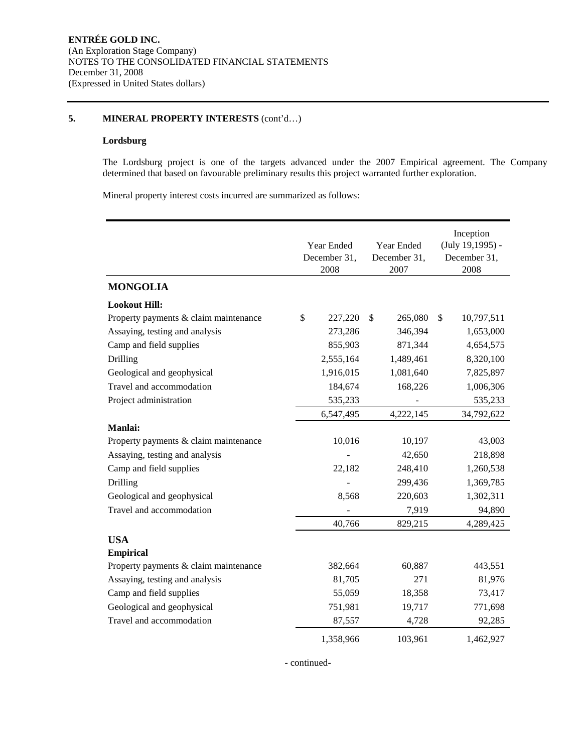**ENTRÉE GOLD INC.**
(An Exploration Stage Company)
NOTES TO THE CONSOLIDATED FINANCIAL STATEMENTS
December 31, 2008
(Expressed in United States dollars)

## 5. MINERAL PROPERTY INTERESTS (cont'd…)

**Lordsburg**

The Lordsburg project is one of the targets advanced under the 2007 Empirical agreement. The Company determined that based on favourable preliminary results this project warranted further exploration.

Mineral property interest costs incurred are summarized as follows:

| | Year Ended December 31, 2008 | Year Ended December 31, 2007 | Inception (July 19,1995) - December 31, 2008 |
|---|---|---|---|
| **MONGOLIA** | | | |
| **Lookout Hill:** | | | |
| Property payments & claim maintenance | $ 227,220 | $ 265,080 | $ 10,797,511 |
| Assaying, testing and analysis | 273,286 | 346,394 | 1,653,000 |
| Camp and field supplies | 855,903 | 871,344 | 4,654,575 |
| Drilling | 2,555,164 | 1,489,461 | 8,320,100 |
| Geological and geophysical | 1,916,015 | 1,081,640 | 7,825,897 |
| Travel and accommodation | 184,674 | 168,226 | 1,006,306 |
| Project administration | 535,233 | - | 535,233 |
| | 6,547,495 | 4,222,145 | 34,792,622 |
| **Manlai:** | | | |
| Property payments & claim maintenance | 10,016 | 10,197 | 43,003 |
| Assaying, testing and analysis | - | 42,650 | 218,898 |
| Camp and field supplies | 22,182 | 248,410 | 1,260,538 |
| Drilling | - | 299,436 | 1,369,785 |
| Geological and geophysical | 8,568 | 220,603 | 1,302,311 |
| Travel and accommodation | - | 7,919 | 94,890 |
| | 40,766 | 829,215 | 4,289,425 |
| **USA** | | | |
| **Empirical** | | | |
| Property payments & claim maintenance | 382,664 | 60,887 | 443,551 |
| Assaying, testing and analysis | 81,705 | 271 | 81,976 |
| Camp and field supplies | 55,059 | 18,358 | 73,417 |
| Geological and geophysical | 751,981 | 19,717 | 771,698 |
| Travel and accommodation | 87,557 | 4,728 | 92,285 |
| | 1,358,966 | 103,961 | 1,462,927 |

- continued-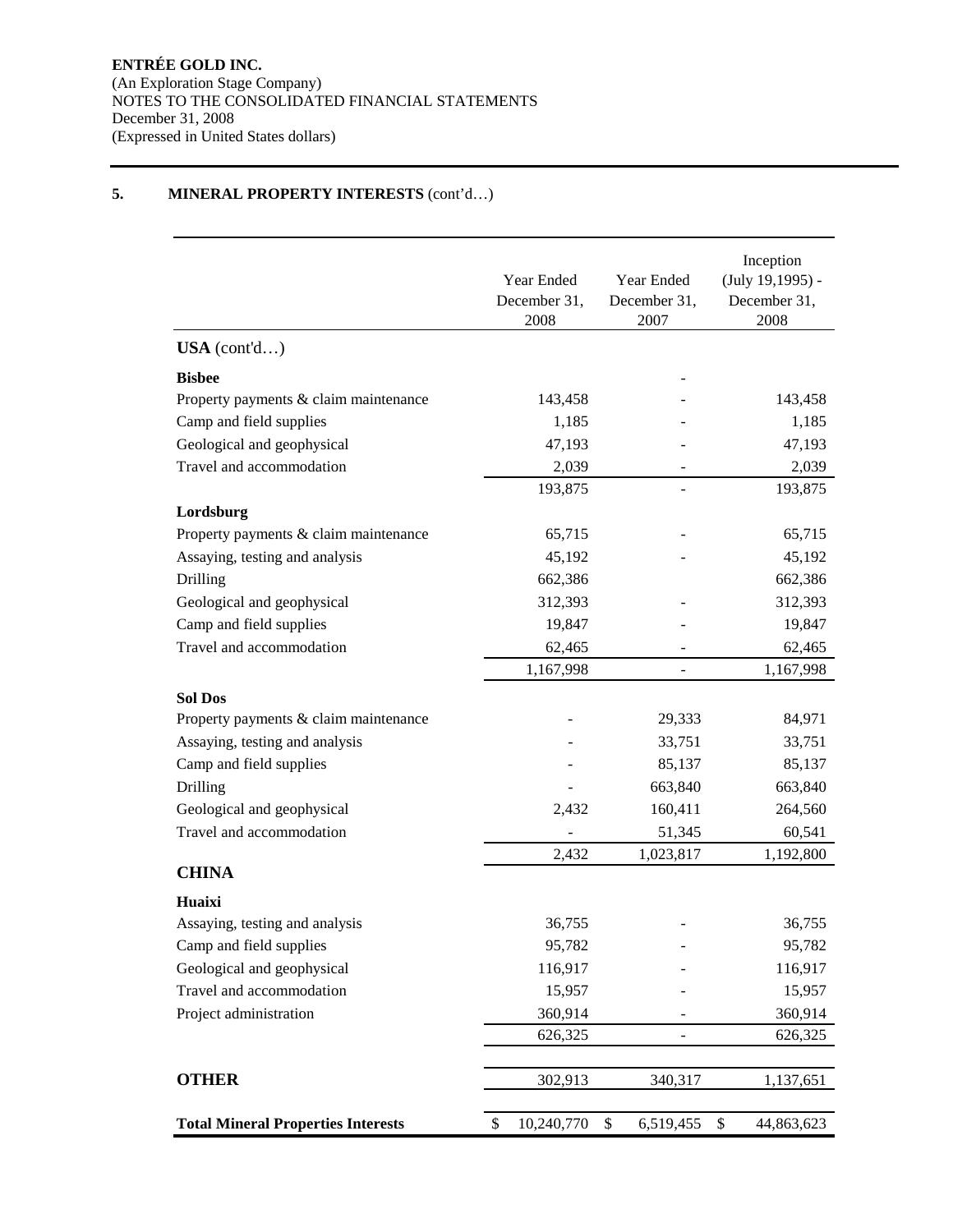**ENTRÉE GOLD INC.**
(An Exploration Stage Company)
NOTES TO THE CONSOLIDATED FINANCIAL STATEMENTS
December 31, 2008
(Expressed in United States dollars)

## 5. MINERAL PROPERTY INTERESTS (cont'd…)

| | Year Ended December 31, 2008 | Year Ended December 31, 2007 | Inception (July 19,1995) - December 31, 2008 |
|---|---|---|---|
| **USA** (cont'd…) | | | |
| **Bisbee** | | - | |
| Property payments & claim maintenance | 143,458 | - | 143,458 |
| Camp and field supplies | 1,185 | - | 1,185 |
| Geological and geophysical | 47,193 | - | 47,193 |
| Travel and accommodation | 2,039 | - | 2,039 |
| | 193,875 | - | 193,875 |
| **Lordsburg** | | | |
| Property payments & claim maintenance | 65,715 | - | 65,715 |
| Assaying, testing and analysis | 45,192 | - | 45,192 |
| Drilling | 662,386 | | 662,386 |
| Geological and geophysical | 312,393 | - | 312,393 |
| Camp and field supplies | 19,847 | - | 19,847 |
| Travel and accommodation | 62,465 | - | 62,465 |
| | 1,167,998 | - | 1,167,998 |
| **Sol Dos** | | | |
| Property payments & claim maintenance | - | 29,333 | 84,971 |
| Assaying, testing and analysis | - | 33,751 | 33,751 |
| Camp and field supplies | - | 85,137 | 85,137 |
| Drilling | - | 663,840 | 663,840 |
| Geological and geophysical | 2,432 | 160,411 | 264,560 |
| Travel and accommodation | - | 51,345 | 60,541 |
| | 2,432 | 1,023,817 | 1,192,800 |
| **CHINA** | | | |
| **Huaixi** | | | |
| Assaying, testing and analysis | 36,755 | - | 36,755 |
| Camp and field supplies | 95,782 | - | 95,782 |
| Geological and geophysical | 116,917 | - | 116,917 |
| Travel and accommodation | 15,957 | - | 15,957 |
| Project administration | 360,914 | - | 360,914 |
| | 626,325 | - | 626,325 |
| **OTHER** | 302,913 | 340,317 | 1,137,651 |
| **Total Mineral Properties Interests** | $ 10,240,770 | $ 6,519,455 | $ 44,863,623 |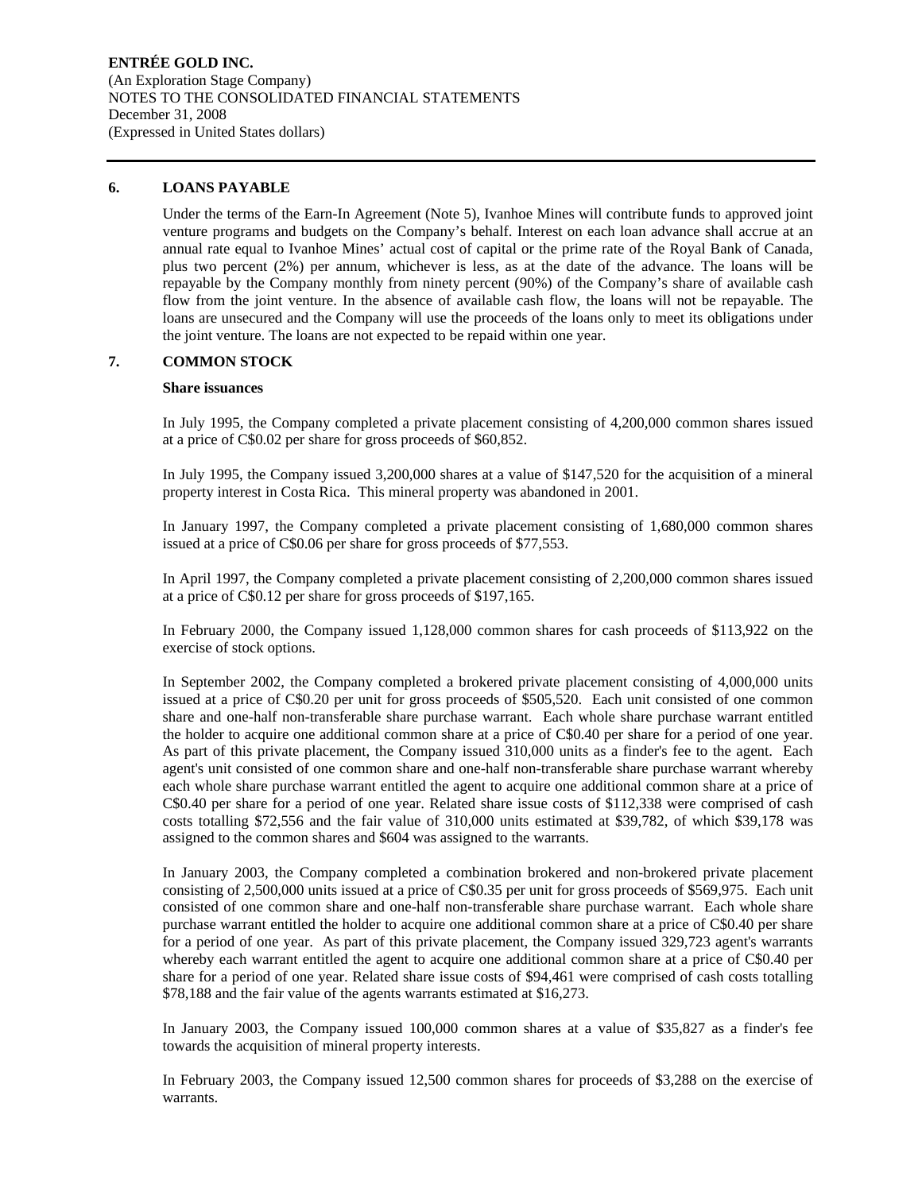## 6. LOANS PAYABLE

Under the terms of the Earn-In Agreement (Note 5), Ivanhoe Mines will contribute funds to approved joint venture programs and budgets on the Company's behalf. Interest on each loan advance shall accrue at an annual rate equal to Ivanhoe Mines' actual cost of capital or the prime rate of the Royal Bank of Canada, plus two percent (2%) per annum, whichever is less, as at the date of the advance. The loans will be repayable by the Company monthly from ninety percent (90%) of the Company's share of available cash flow from the joint venture. In the absence of available cash flow, the loans will not be repayable. The loans are unsecured and the Company will use the proceeds of the loans only to meet its obligations under the joint venture. The loans are not expected to be repaid within one year.

## 7. COMMON STOCK

### Share issuances

In July 1995, the Company completed a private placement consisting of 4,200,000 common shares issued at a price of C$0.02 per share for gross proceeds of $60,852.

In July 1995, the Company issued 3,200,000 shares at a value of $147,520 for the acquisition of a mineral property interest in Costa Rica. This mineral property was abandoned in 2001.

In January 1997, the Company completed a private placement consisting of 1,680,000 common shares issued at a price of C$0.06 per share for gross proceeds of $77,553.

In April 1997, the Company completed a private placement consisting of 2,200,000 common shares issued at a price of C$0.12 per share for gross proceeds of $197,165.

In February 2000, the Company issued 1,128,000 common shares for cash proceeds of $113,922 on the exercise of stock options.

In September 2002, the Company completed a brokered private placement consisting of 4,000,000 units issued at a price of C$0.20 per unit for gross proceeds of $505,520. Each unit consisted of one common share and one-half non-transferable share purchase warrant. Each whole share purchase warrant entitled the holder to acquire one additional common share at a price of C$0.40 per share for a period of one year. As part of this private placement, the Company issued 310,000 units as a finder's fee to the agent. Each agent's unit consisted of one common share and one-half non-transferable share purchase warrant whereby each whole share purchase warrant entitled the agent to acquire one additional common share at a price of C$0.40 per share for a period of one year. Related share issue costs of $112,338 were comprised of cash costs totalling $72,556 and the fair value of 310,000 units estimated at $39,782, of which $39,178 was assigned to the common shares and $604 was assigned to the warrants.

In January 2003, the Company completed a combination brokered and non-brokered private placement consisting of 2,500,000 units issued at a price of C$0.35 per unit for gross proceeds of $569,975. Each unit consisted of one common share and one-half non-transferable share purchase warrant. Each whole share purchase warrant entitled the holder to acquire one additional common share at a price of C$0.40 per share for a period of one year. As part of this private placement, the Company issued 329,723 agent's warrants whereby each warrant entitled the agent to acquire one additional common share at a price of C$0.40 per share for a period of one year. Related share issue costs of $94,461 were comprised of cash costs totalling $78,188 and the fair value of the agents warrants estimated at $16,273.

In January 2003, the Company issued 100,000 common shares at a value of $35,827 as a finder's fee towards the acquisition of mineral property interests.

In February 2003, the Company issued 12,500 common shares for proceeds of $3,288 on the exercise of warrants.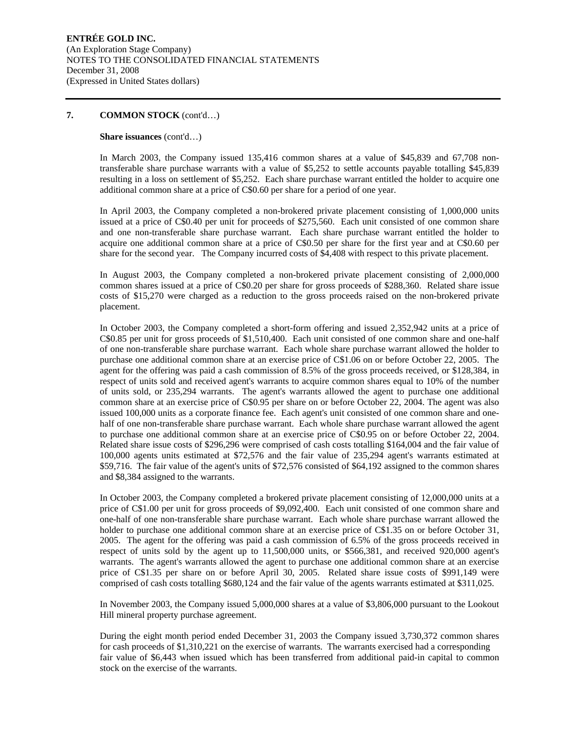**7. COMMON STOCK** (cont'd…)

**Share issuances** (cont'd…)

In March 2003, the Company issued 135,416 common shares at a value of $45,839 and 67,708 non-transferable share purchase warrants with a value of $5,252 to settle accounts payable totalling $45,839 resulting in a loss on settlement of $5,252. Each share purchase warrant entitled the holder to acquire one additional common share at a price of C$0.60 per share for a period of one year.

In April 2003, the Company completed a non-brokered private placement consisting of 1,000,000 units issued at a price of C$0.40 per unit for proceeds of $275,560. Each unit consisted of one common share and one non-transferable share purchase warrant. Each share purchase warrant entitled the holder to acquire one additional common share at a price of C$0.50 per share for the first year and at C$0.60 per share for the second year. The Company incurred costs of $4,408 with respect to this private placement.

In August 2003, the Company completed a non-brokered private placement consisting of 2,000,000 common shares issued at a price of C$0.20 per share for gross proceeds of $288,360. Related share issue costs of $15,270 were charged as a reduction to the gross proceeds raised on the non-brokered private placement.

In October 2003, the Company completed a short-form offering and issued 2,352,942 units at a price of C$0.85 per unit for gross proceeds of $1,510,400. Each unit consisted of one common share and one-half of one non-transferable share purchase warrant. Each whole share purchase warrant allowed the holder to purchase one additional common share at an exercise price of C$1.06 on or before October 22, 2005. The agent for the offering was paid a cash commission of 8.5% of the gross proceeds received, or $128,384, in respect of units sold and received agent's warrants to acquire common shares equal to 10% of the number of units sold, or 235,294 warrants. The agent's warrants allowed the agent to purchase one additional common share at an exercise price of C$0.95 per share on or before October 22, 2004. The agent was also issued 100,000 units as a corporate finance fee. Each agent's unit consisted of one common share and one-half of one non-transferable share purchase warrant. Each whole share purchase warrant allowed the agent to purchase one additional common share at an exercise price of C$0.95 on or before October 22, 2004. Related share issue costs of $296,296 were comprised of cash costs totalling $164,004 and the fair value of 100,000 agents units estimated at $72,576 and the fair value of 235,294 agent's warrants estimated at $59,716. The fair value of the agent's units of $72,576 consisted of $64,192 assigned to the common shares and $8,384 assigned to the warrants.

In October 2003, the Company completed a brokered private placement consisting of 12,000,000 units at a price of C$1.00 per unit for gross proceeds of $9,092,400. Each unit consisted of one common share and one-half of one non-transferable share purchase warrant. Each whole share purchase warrant allowed the holder to purchase one additional common share at an exercise price of C$1.35 on or before October 31, 2005. The agent for the offering was paid a cash commission of 6.5% of the gross proceeds received in respect of units sold by the agent up to 11,500,000 units, or $566,381, and received 920,000 agent's warrants. The agent's warrants allowed the agent to purchase one additional common share at an exercise price of C$1.35 per share on or before April 30, 2005. Related share issue costs of $991,149 were comprised of cash costs totalling $680,124 and the fair value of the agents warrants estimated at $311,025.

In November 2003, the Company issued 5,000,000 shares at a value of $3,806,000 pursuant to the Lookout Hill mineral property purchase agreement.

During the eight month period ended December 31, 2003 the Company issued 3,730,372 common shares for cash proceeds of $1,310,221 on the exercise of warrants. The warrants exercised had a corresponding fair value of $6,443 when issued which has been transferred from additional paid-in capital to common stock on the exercise of the warrants.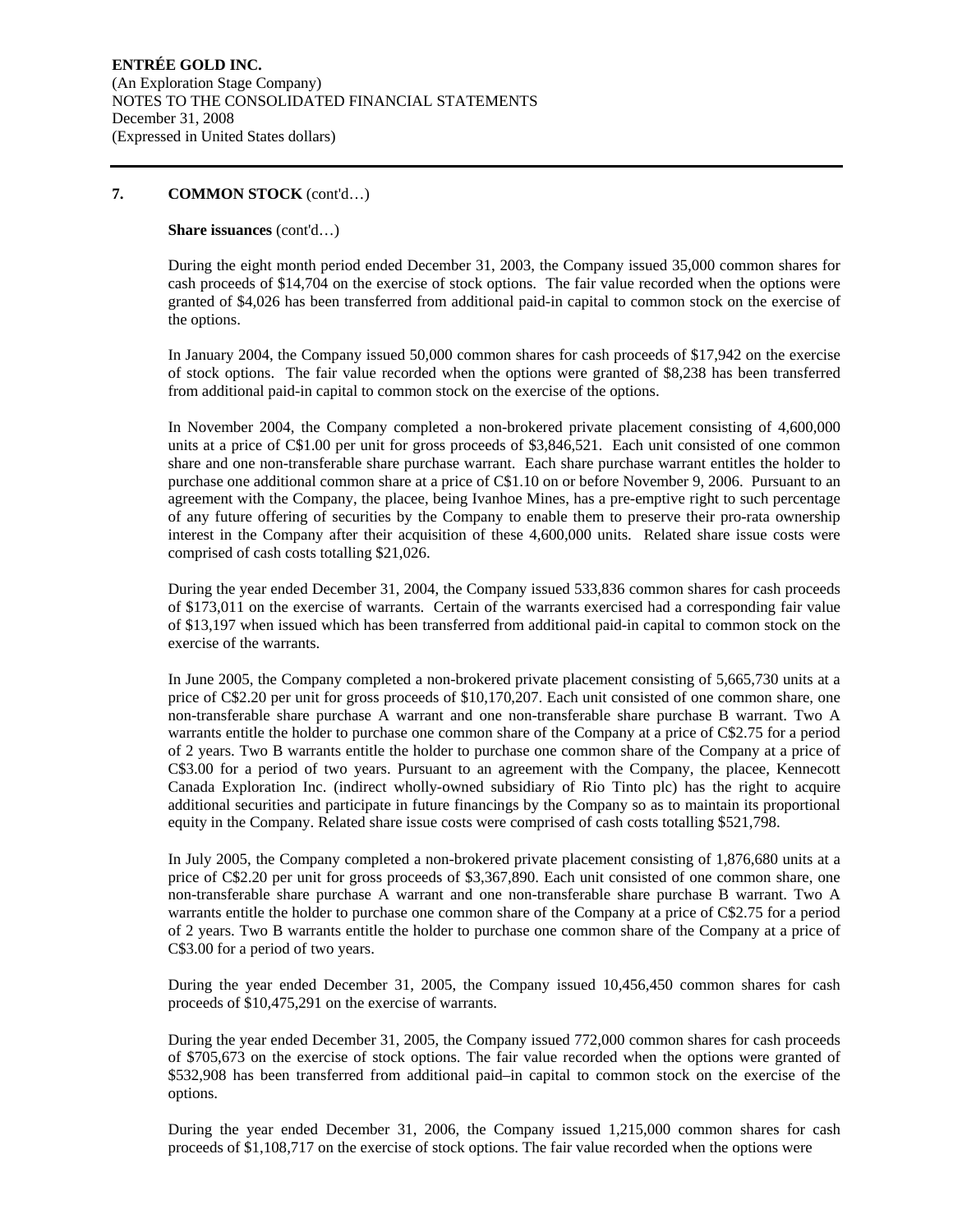### 7. COMMON STOCK (cont'd…)

**Share issuances** (cont'd…)

During the eight month period ended December 31, 2003, the Company issued 35,000 common shares for cash proceeds of $14,704 on the exercise of stock options. The fair value recorded when the options were granted of $4,026 has been transferred from additional paid-in capital to common stock on the exercise of the options.

In January 2004, the Company issued 50,000 common shares for cash proceeds of $17,942 on the exercise of stock options. The fair value recorded when the options were granted of $8,238 has been transferred from additional paid-in capital to common stock on the exercise of the options.

In November 2004, the Company completed a non-brokered private placement consisting of 4,600,000 units at a price of C$1.00 per unit for gross proceeds of $3,846,521. Each unit consisted of one common share and one non-transferable share purchase warrant. Each share purchase warrant entitles the holder to purchase one additional common share at a price of C$1.10 on or before November 9, 2006. Pursuant to an agreement with the Company, the placee, being Ivanhoe Mines, has a pre-emptive right to such percentage of any future offering of securities by the Company to enable them to preserve their pro-rata ownership interest in the Company after their acquisition of these 4,600,000 units. Related share issue costs were comprised of cash costs totalling $21,026.

During the year ended December 31, 2004, the Company issued 533,836 common shares for cash proceeds of $173,011 on the exercise of warrants. Certain of the warrants exercised had a corresponding fair value of $13,197 when issued which has been transferred from additional paid-in capital to common stock on the exercise of the warrants.

In June 2005, the Company completed a non-brokered private placement consisting of 5,665,730 units at a price of C$2.20 per unit for gross proceeds of $10,170,207. Each unit consisted of one common share, one non-transferable share purchase A warrant and one non-transferable share purchase B warrant. Two A warrants entitle the holder to purchase one common share of the Company at a price of C$2.75 for a period of 2 years. Two B warrants entitle the holder to purchase one common share of the Company at a price of C$3.00 for a period of two years. Pursuant to an agreement with the Company, the placee, Kennecott Canada Exploration Inc. (indirect wholly-owned subsidiary of Rio Tinto plc) has the right to acquire additional securities and participate in future financings by the Company so as to maintain its proportional equity in the Company. Related share issue costs were comprised of cash costs totalling $521,798.

In July 2005, the Company completed a non-brokered private placement consisting of 1,876,680 units at a price of C$2.20 per unit for gross proceeds of $3,367,890. Each unit consisted of one common share, one non-transferable share purchase A warrant and one non-transferable share purchase B warrant. Two A warrants entitle the holder to purchase one common share of the Company at a price of C$2.75 for a period of 2 years. Two B warrants entitle the holder to purchase one common share of the Company at a price of C$3.00 for a period of two years.

During the year ended December 31, 2005, the Company issued 10,456,450 common shares for cash proceeds of $10,475,291 on the exercise of warrants.

During the year ended December 31, 2005, the Company issued 772,000 common shares for cash proceeds of $705,673 on the exercise of stock options. The fair value recorded when the options were granted of $532,908 has been transferred from additional paid–in capital to common stock on the exercise of the options.

During the year ended December 31, 2006, the Company issued 1,215,000 common shares for cash proceeds of $1,108,717 on the exercise of stock options. The fair value recorded when the options were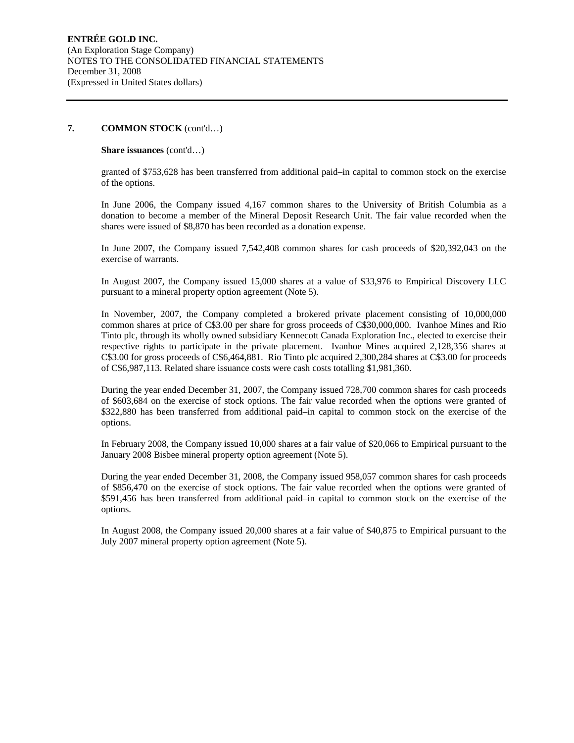## 7. COMMON STOCK (cont'd…)

**Share issuances** (cont'd…)

granted of $753,628 has been transferred from additional paid–in capital to common stock on the exercise of the options.

In June 2006, the Company issued 4,167 common shares to the University of British Columbia as a donation to become a member of the Mineral Deposit Research Unit. The fair value recorded when the shares were issued of $8,870 has been recorded as a donation expense.

In June 2007, the Company issued 7,542,408 common shares for cash proceeds of $20,392,043 on the exercise of warrants.

In August 2007, the Company issued 15,000 shares at a value of $33,976 to Empirical Discovery LLC pursuant to a mineral property option agreement (Note 5).

In November, 2007, the Company completed a brokered private placement consisting of 10,000,000 common shares at price of C$3.00 per share for gross proceeds of C$30,000,000. Ivanhoe Mines and Rio Tinto plc, through its wholly owned subsidiary Kennecott Canada Exploration Inc., elected to exercise their respective rights to participate in the private placement. Ivanhoe Mines acquired 2,128,356 shares at C$3.00 for gross proceeds of C$6,464,881. Rio Tinto plc acquired 2,300,284 shares at C$3.00 for proceeds of C$6,987,113. Related share issuance costs were cash costs totalling $1,981,360.

During the year ended December 31, 2007, the Company issued 728,700 common shares for cash proceeds of $603,684 on the exercise of stock options. The fair value recorded when the options were granted of $322,880 has been transferred from additional paid–in capital to common stock on the exercise of the options.

In February 2008, the Company issued 10,000 shares at a fair value of $20,066 to Empirical pursuant to the January 2008 Bisbee mineral property option agreement (Note 5).

During the year ended December 31, 2008, the Company issued 958,057 common shares for cash proceeds of $856,470 on the exercise of stock options. The fair value recorded when the options were granted of $591,456 has been transferred from additional paid–in capital to common stock on the exercise of the options.

In August 2008, the Company issued 20,000 shares at a fair value of $40,875 to Empirical pursuant to the July 2007 mineral property option agreement (Note 5).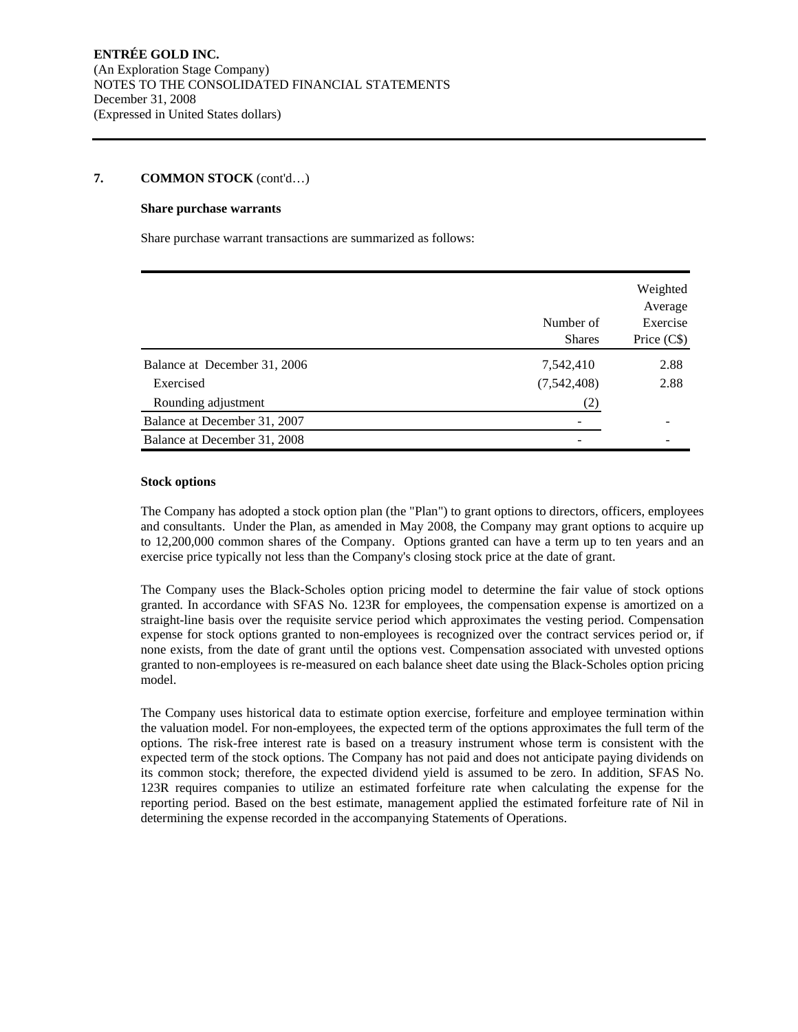**ENTRÉE GOLD INC.**
(An Exploration Stage Company)
NOTES TO THE CONSOLIDATED FINANCIAL STATEMENTS
December 31, 2008
(Expressed in United States dollars)

## 7. COMMON STOCK (cont'd…)

### Share purchase warrants

Share purchase warrant transactions are summarized as follows:

| | Number of Shares | Weighted Average Exercise Price (C$) |
|---|---|---|
| Balance at December 31, 2006 | 7,542,410 | 2.88 |
| Exercised | (7,542,408) | 2.88 |
| Rounding adjustment | (2) | |
| Balance at December 31, 2007 | - | - |
| Balance at December 31, 2008 | - | - |

### Stock options

The Company has adopted a stock option plan (the "Plan") to grant options to directors, officers, employees and consultants. Under the Plan, as amended in May 2008, the Company may grant options to acquire up to 12,200,000 common shares of the Company. Options granted can have a term up to ten years and an exercise price typically not less than the Company's closing stock price at the date of grant.

The Company uses the Black-Scholes option pricing model to determine the fair value of stock options granted. In accordance with SFAS No. 123R for employees, the compensation expense is amortized on a straight-line basis over the requisite service period which approximates the vesting period. Compensation expense for stock options granted to non-employees is recognized over the contract services period or, if none exists, from the date of grant until the options vest. Compensation associated with unvested options granted to non-employees is re-measured on each balance sheet date using the Black-Scholes option pricing model.

The Company uses historical data to estimate option exercise, forfeiture and employee termination within the valuation model. For non-employees, the expected term of the options approximates the full term of the options. The risk-free interest rate is based on a treasury instrument whose term is consistent with the expected term of the stock options. The Company has not paid and does not anticipate paying dividends on its common stock; therefore, the expected dividend yield is assumed to be zero. In addition, SFAS No. 123R requires companies to utilize an estimated forfeiture rate when calculating the expense for the reporting period. Based on the best estimate, management applied the estimated forfeiture rate of Nil in determining the expense recorded in the accompanying Statements of Operations.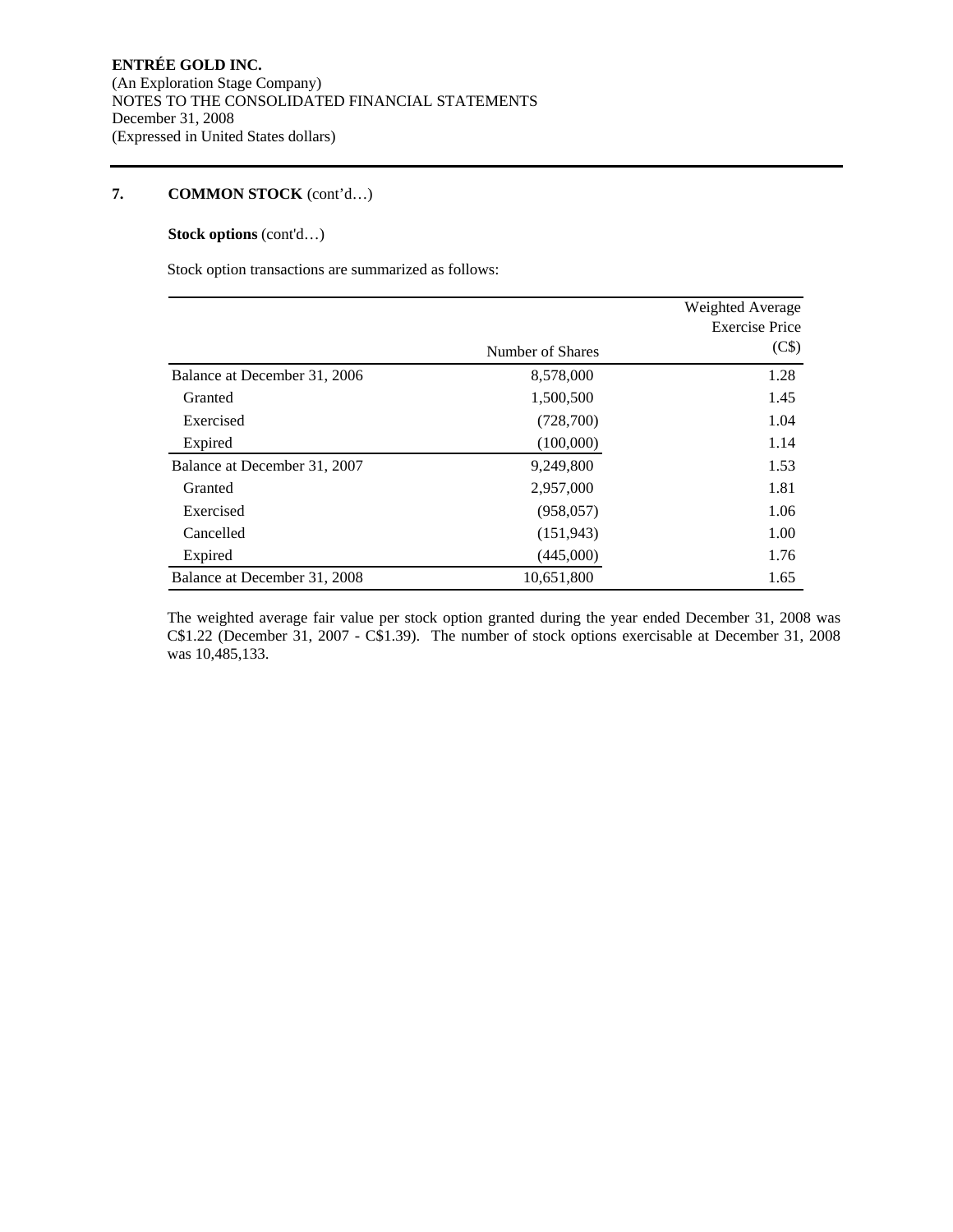ENTRÉE GOLD INC.
(An Exploration Stage Company)
NOTES TO THE CONSOLIDATED FINANCIAL STATEMENTS
December 31, 2008
(Expressed in United States dollars)

## 7. COMMON STOCK (cont'd…)

**Stock options** (cont'd…)

Stock option transactions are summarized as follows:

| | Number of Shares | Weighted Average Exercise Price (C$) |
|---|---|---|
| Balance at December 31, 2006 | 8,578,000 | 1.28 |
| Granted | 1,500,500 | 1.45 |
| Exercised | (728,700) | 1.04 |
| Expired | (100,000) | 1.14 |
| Balance at December 31, 2007 | 9,249,800 | 1.53 |
| Granted | 2,957,000 | 1.81 |
| Exercised | (958,057) | 1.06 |
| Cancelled | (151,943) | 1.00 |
| Expired | (445,000) | 1.76 |
| Balance at December 31, 2008 | 10,651,800 | 1.65 |

The weighted average fair value per stock option granted during the year ended December 31, 2008 was C$1.22 (December 31, 2007 - C$1.39). The number of stock options exercisable at December 31, 2008 was 10,485,133.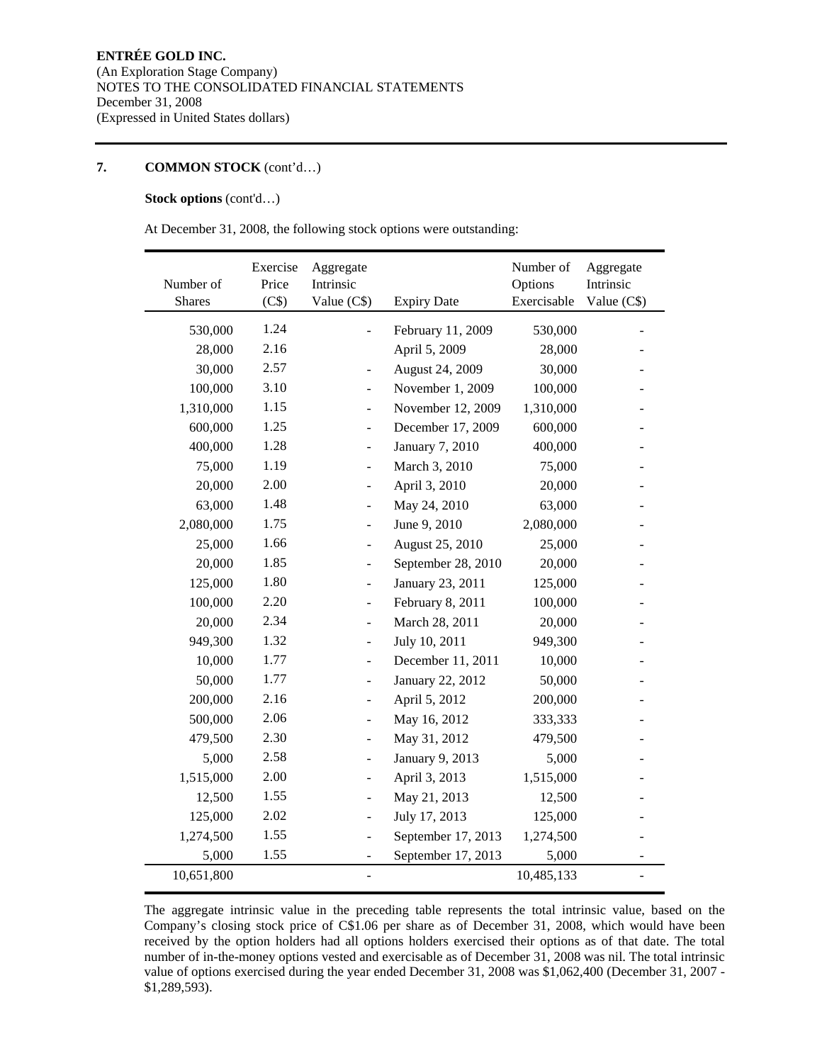**ENTRÉE GOLD INC.**
(An Exploration Stage Company)
NOTES TO THE CONSOLIDATED FINANCIAL STATEMENTS
December 31, 2008
(Expressed in United States dollars)

## 7. COMMON STOCK (cont'd…)

**Stock options** (cont'd…)

At December 31, 2008, the following stock options were outstanding:

| Number of Shares | Exercise Price (C$) | Aggregate Intrinsic Value (C$) | Expiry Date | Number of Options Exercisable | Aggregate Intrinsic Value (C$) |
|---|---|---|---|---|---|
| 530,000 | 1.24 | - | February 11, 2009 | 530,000 | - |
| 28,000 | 2.16 | | April 5, 2009 | 28,000 | - |
| 30,000 | 2.57 | - | August 24, 2009 | 30,000 | - |
| 100,000 | 3.10 | - | November 1, 2009 | 100,000 | - |
| 1,310,000 | 1.15 | - | November 12, 2009 | 1,310,000 | - |
| 600,000 | 1.25 | - | December 17, 2009 | 600,000 | - |
| 400,000 | 1.28 | - | January 7, 2010 | 400,000 | - |
| 75,000 | 1.19 | - | March 3, 2010 | 75,000 | - |
| 20,000 | 2.00 | - | April 3, 2010 | 20,000 | - |
| 63,000 | 1.48 | - | May 24, 2010 | 63,000 | - |
| 2,080,000 | 1.75 | - | June 9, 2010 | 2,080,000 | - |
| 25,000 | 1.66 | - | August 25, 2010 | 25,000 | - |
| 20,000 | 1.85 | - | September 28, 2010 | 20,000 | - |
| 125,000 | 1.80 | - | January 23, 2011 | 125,000 | - |
| 100,000 | 2.20 | - | February 8, 2011 | 100,000 | - |
| 20,000 | 2.34 | - | March 28, 2011 | 20,000 | - |
| 949,300 | 1.32 | - | July 10, 2011 | 949,300 | - |
| 10,000 | 1.77 | - | December 11, 2011 | 10,000 | - |
| 50,000 | 1.77 | - | January 22, 2012 | 50,000 | - |
| 200,000 | 2.16 | - | April 5, 2012 | 200,000 | - |
| 500,000 | 2.06 | - | May 16, 2012 | 333,333 | - |
| 479,500 | 2.30 | - | May 31, 2012 | 479,500 | - |
| 5,000 | 2.58 | - | January 9, 2013 | 5,000 | - |
| 1,515,000 | 2.00 | - | April 3, 2013 | 1,515,000 | - |
| 12,500 | 1.55 | - | May 21, 2013 | 12,500 | - |
| 125,000 | 2.02 | - | July 17, 2013 | 125,000 | - |
| 1,274,500 | 1.55 | - | September 17, 2013 | 1,274,500 | - |
| 5,000 | 1.55 | - | September 17, 2013 | 5,000 | - |
| 10,651,800 | | - | | 10,485,133 | - |

The aggregate intrinsic value in the preceding table represents the total intrinsic value, based on the Company's closing stock price of C$1.06 per share as of December 31, 2008, which would have been received by the option holders had all options holders exercised their options as of that date. The total number of in-the-money options vested and exercisable as of December 31, 2008 was nil. The total intrinsic value of options exercised during the year ended December 31, 2008 was $1,062,400 (December 31, 2007 - $1,289,593).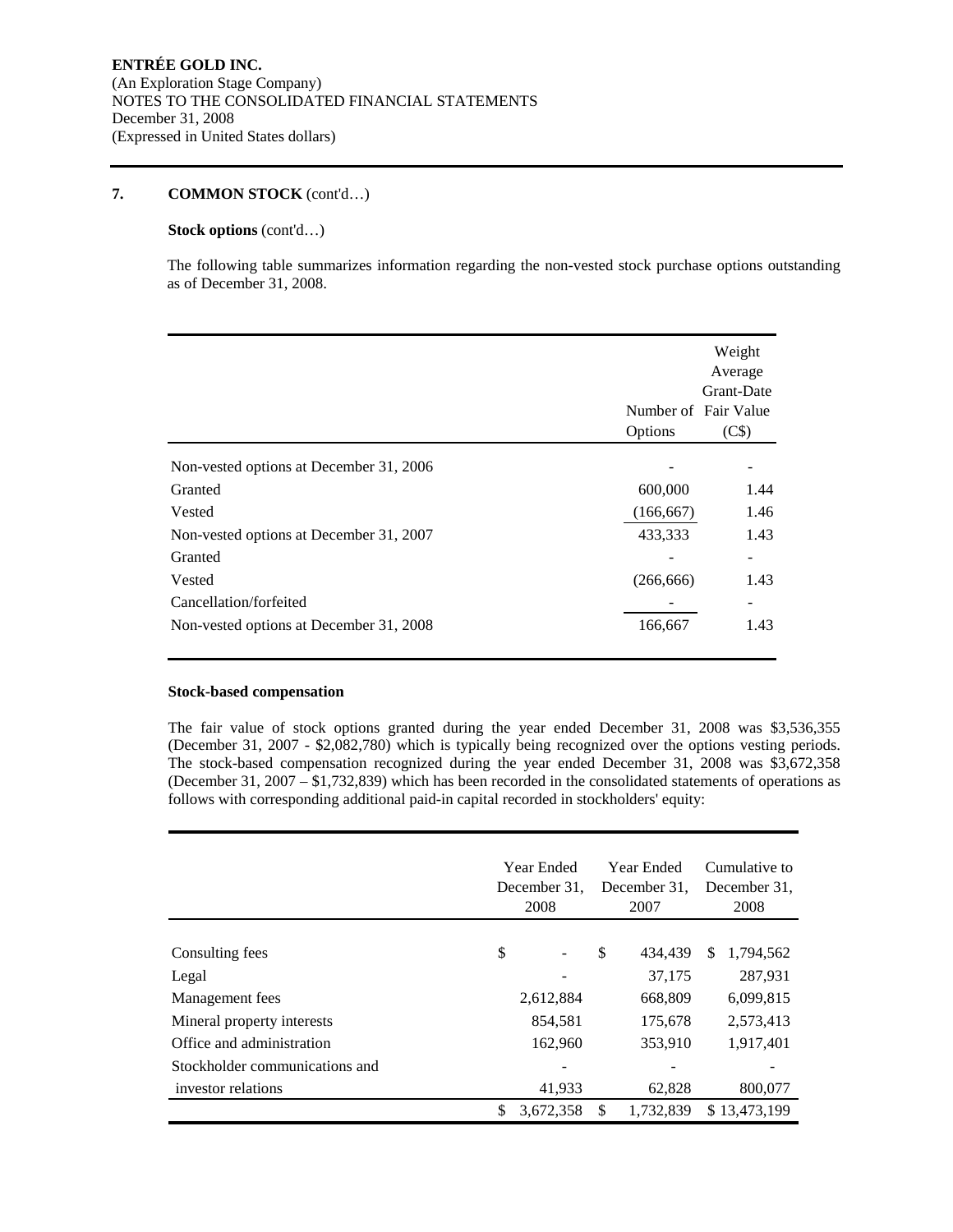**ENTRÉE GOLD INC.**
(An Exploration Stage Company)
NOTES TO THE CONSOLIDATED FINANCIAL STATEMENTS
December 31, 2008
(Expressed in United States dollars)

## 7. COMMON STOCK (cont'd…)

**Stock options** (cont'd…)

The following table summarizes information regarding the non-vested stock purchase options outstanding as of December 31, 2008.

| | Number of Options | Weight Average Grant-Date Fair Value (C$) |
|---|---|---|
| Non-vested options at December 31, 2006 | - | - |
| Granted | 600,000 | 1.44 |
| Vested | (166,667) | 1.46 |
| Non-vested options at December 31, 2007 | 433,333 | 1.43 |
| Granted | - | - |
| Vested | (266,666) | 1.43 |
| Cancellation/forfeited | - | - |
| Non-vested options at December 31, 2008 | 166,667 | 1.43 |

**Stock-based compensation**

The fair value of stock options granted during the year ended December 31, 2008 was $3,536,355 (December 31, 2007 - $2,082,780) which is typically being recognized over the options vesting periods. The stock-based compensation recognized during the year ended December 31, 2008 was $3,672,358 (December 31, 2007 – $1,732,839) which has been recorded in the consolidated statements of operations as follows with corresponding additional paid-in capital recorded in stockholders' equity:

| | Year Ended December 31, 2008 | Year Ended December 31, 2007 | Cumulative to December 31, 2008 |
|---|---|---|---|
| Consulting fees | $ - | $ 434,439 | $ 1,794,562 |
| Legal | - | 37,175 | 287,931 |
| Management fees | 2,612,884 | 668,809 | 6,099,815 |
| Mineral property interests | 854,581 | 175,678 | 2,573,413 |
| Office and administration | 162,960 | 353,910 | 1,917,401 |
| Stockholder communications and investor relations | 41,933 | 62,828 | 800,077 |
| | $ 3,672,358 | $ 1,732,839 | $ 13,473,199 |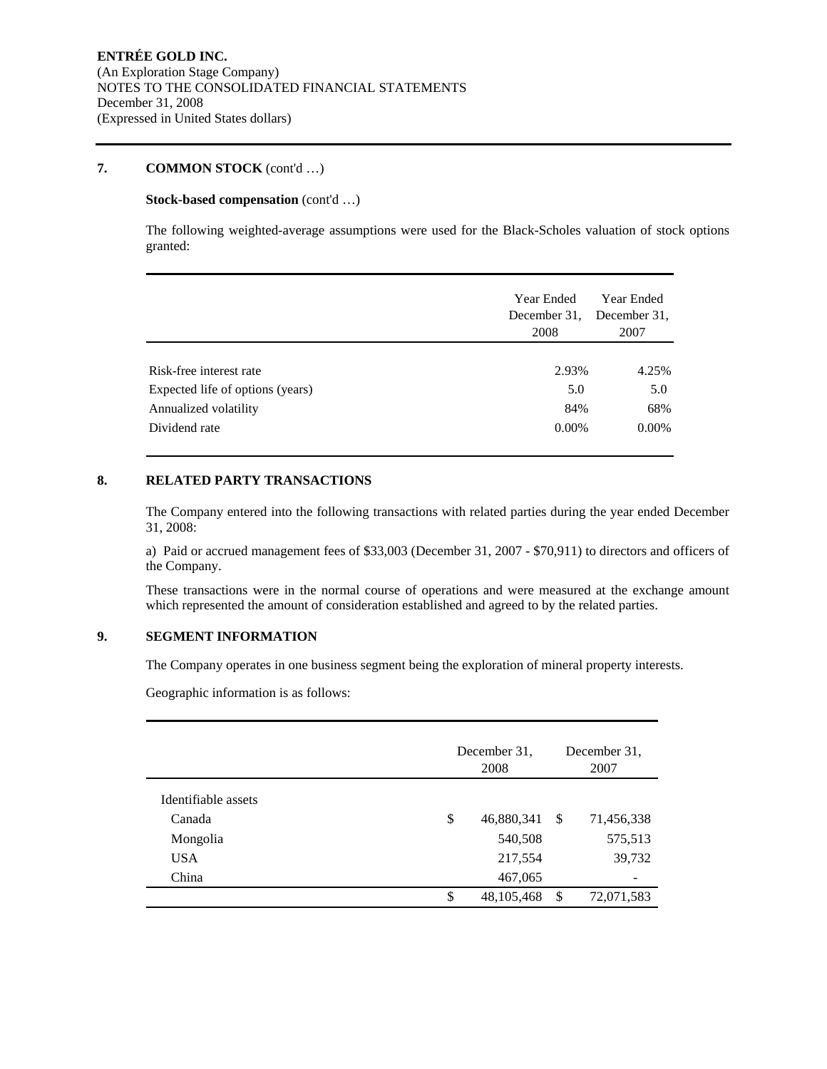## 7. COMMON STOCK (cont'd …)

**Stock-based compensation** (cont'd …)

The following weighted-average assumptions were used for the Black-Scholes valuation of stock options granted:

| | Year Ended December 31, 2008 | Year Ended December 31, 2007 |
|---|---|---|
| Risk-free interest rate | 2.93% | 4.25% |
| Expected life of options (years) | 5.0 | 5.0 |
| Annualized volatility | 84% | 68% |
| Dividend rate | 0.00% | 0.00% |

## 8. RELATED PARTY TRANSACTIONS

The Company entered into the following transactions with related parties during the year ended December 31, 2008:

a) Paid or accrued management fees of $33,003 (December 31, 2007 - $70,911) to directors and officers of the Company.

These transactions were in the normal course of operations and were measured at the exchange amount which represented the amount of consideration established and agreed to by the related parties.

## 9. SEGMENT INFORMATION

The Company operates in one business segment being the exploration of mineral property interests.

Geographic information is as follows:

| | December 31, 2008 | December 31, 2007 |
|---|---|---|
| Identifiable assets | | |
| Canada | $ 46,880,341 | $ 71,456,338 |
| Mongolia | 540,508 | 575,513 |
| USA | 217,554 | 39,732 |
| China | 467,065 | - |
| | $ 48,105,468 | $ 72,071,583 |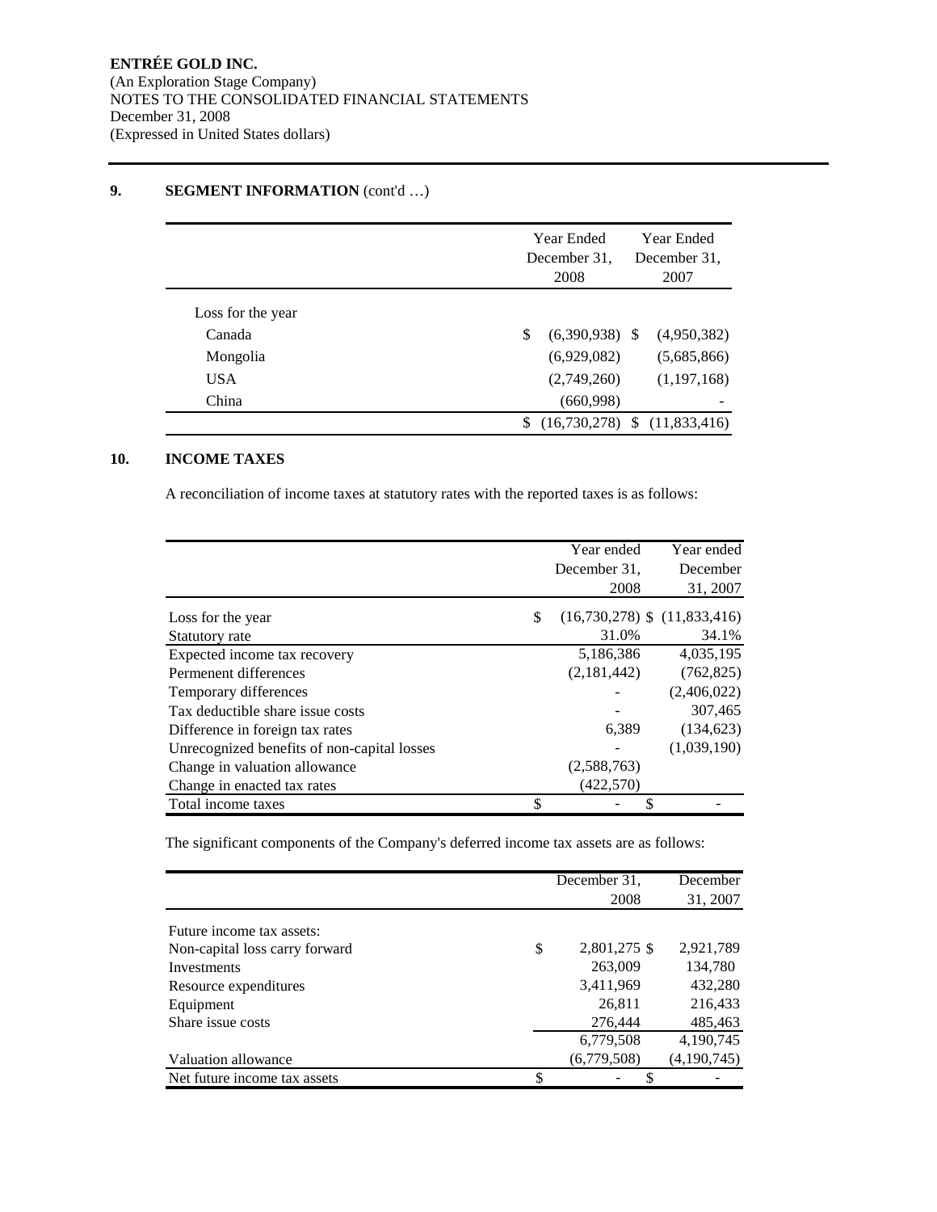**ENTRÉE GOLD INC.**
(An Exploration Stage Company)
NOTES TO THE CONSOLIDATED FINANCIAL STATEMENTS
December 31, 2008
(Expressed in United States dollars)

## 9. SEGMENT INFORMATION (cont'd …)

| | Year Ended December 31, 2008 | Year Ended December 31, 2007 |
|---|---|---|
| Loss for the year | | |
| Canada | $ (6,390,938) | $ (4,950,382) |
| Mongolia | (6,929,082) | (5,685,866) |
| USA | (2,749,260) | (1,197,168) |
| China | (660,998) | - |
| | $ (16,730,278) | $ (11,833,416) |

## 10. INCOME TAXES

A reconciliation of income taxes at statutory rates with the reported taxes is as follows:

| | Year ended December 31, 2008 | Year ended December 31, 2007 |
|---|---|---|
| Loss for the year | $ (16,730,278) | $ (11,833,416) |
| Statutory rate | 31.0% | 34.1% |
| Expected income tax recovery | 5,186,386 | 4,035,195 |
| Permenent differences | (2,181,442) | (762,825) |
| Temporary differences | - | (2,406,022) |
| Tax deductible share issue costs | - | 307,465 |
| Difference in foreign tax rates | 6,389 | (134,623) |
| Unrecognized benefits of non-capital losses | - | (1,039,190) |
| Change in valuation allowance | (2,588,763) | |
| Change in enacted tax rates | (422,570) | |
| Total income taxes | $ - | $ - |

The significant components of the Company's deferred income tax assets are as follows:

| | December 31, 2008 | December 31, 2007 |
|---|---|---|
| Future income tax assets: | | |
| Non-capital loss carry forward | $ 2,801,275 | $ 2,921,789 |
| Investments | 263,009 | 134,780 |
| Resource expenditures | 3,411,969 | 432,280 |
| Equipment | 26,811 | 216,433 |
| Share issue costs | 276,444 | 485,463 |
| | 6,779,508 | 4,190,745 |
| Valuation allowance | (6,779,508) | (4,190,745) |
| Net future income tax assets | $ - | $ - |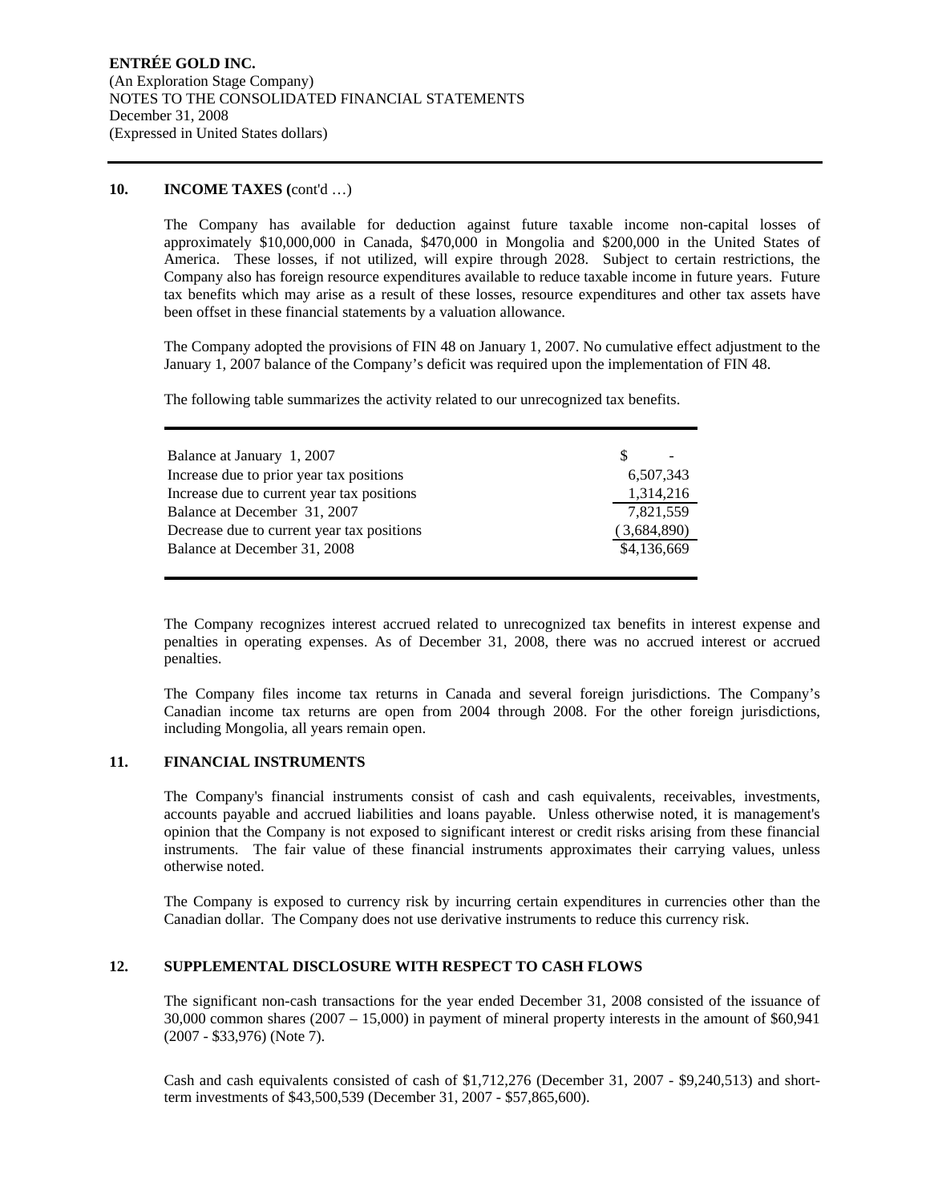## 10. INCOME TAXES (cont'd …)

The Company has available for deduction against future taxable income non-capital losses of approximately $10,000,000 in Canada, $470,000 in Mongolia and $200,000 in the United States of America. These losses, if not utilized, will expire through 2028. Subject to certain restrictions, the Company also has foreign resource expenditures available to reduce taxable income in future years. Future tax benefits which may arise as a result of these losses, resource expenditures and other tax assets have been offset in these financial statements by a valuation allowance.

The Company adopted the provisions of FIN 48 on January 1, 2007. No cumulative effect adjustment to the January 1, 2007 balance of the Company's deficit was required upon the implementation of FIN 48.

The following table summarizes the activity related to our unrecognized tax benefits.

| | |
|---|---|
| Balance at January 1, 2007 | $ - |
| Increase due to prior year tax positions | 6,507,343 |
| Increase due to current year tax positions | 1,314,216 |
| Balance at December 31, 2007 | 7,821,559 |
| Decrease due to current year tax positions | (3,684,890) |
| Balance at December 31, 2008 | $4,136,669 |

The Company recognizes interest accrued related to unrecognized tax benefits in interest expense and penalties in operating expenses. As of December 31, 2008, there was no accrued interest or accrued penalties.

The Company files income tax returns in Canada and several foreign jurisdictions. The Company's Canadian income tax returns are open from 2004 through 2008. For the other foreign jurisdictions, including Mongolia, all years remain open.

## 11. FINANCIAL INSTRUMENTS

The Company's financial instruments consist of cash and cash equivalents, receivables, investments, accounts payable and accrued liabilities and loans payable. Unless otherwise noted, it is management's opinion that the Company is not exposed to significant interest or credit risks arising from these financial instruments. The fair value of these financial instruments approximates their carrying values, unless otherwise noted.

The Company is exposed to currency risk by incurring certain expenditures in currencies other than the Canadian dollar. The Company does not use derivative instruments to reduce this currency risk.

## 12. SUPPLEMENTAL DISCLOSURE WITH RESPECT TO CASH FLOWS

The significant non-cash transactions for the year ended December 31, 2008 consisted of the issuance of 30,000 common shares (2007 – 15,000) in payment of mineral property interests in the amount of $60,941 (2007 - $33,976) (Note 7).

Cash and cash equivalents consisted of cash of $1,712,276 (December 31, 2007 - $9,240,513) and short-term investments of $43,500,539 (December 31, 2007 - $57,865,600).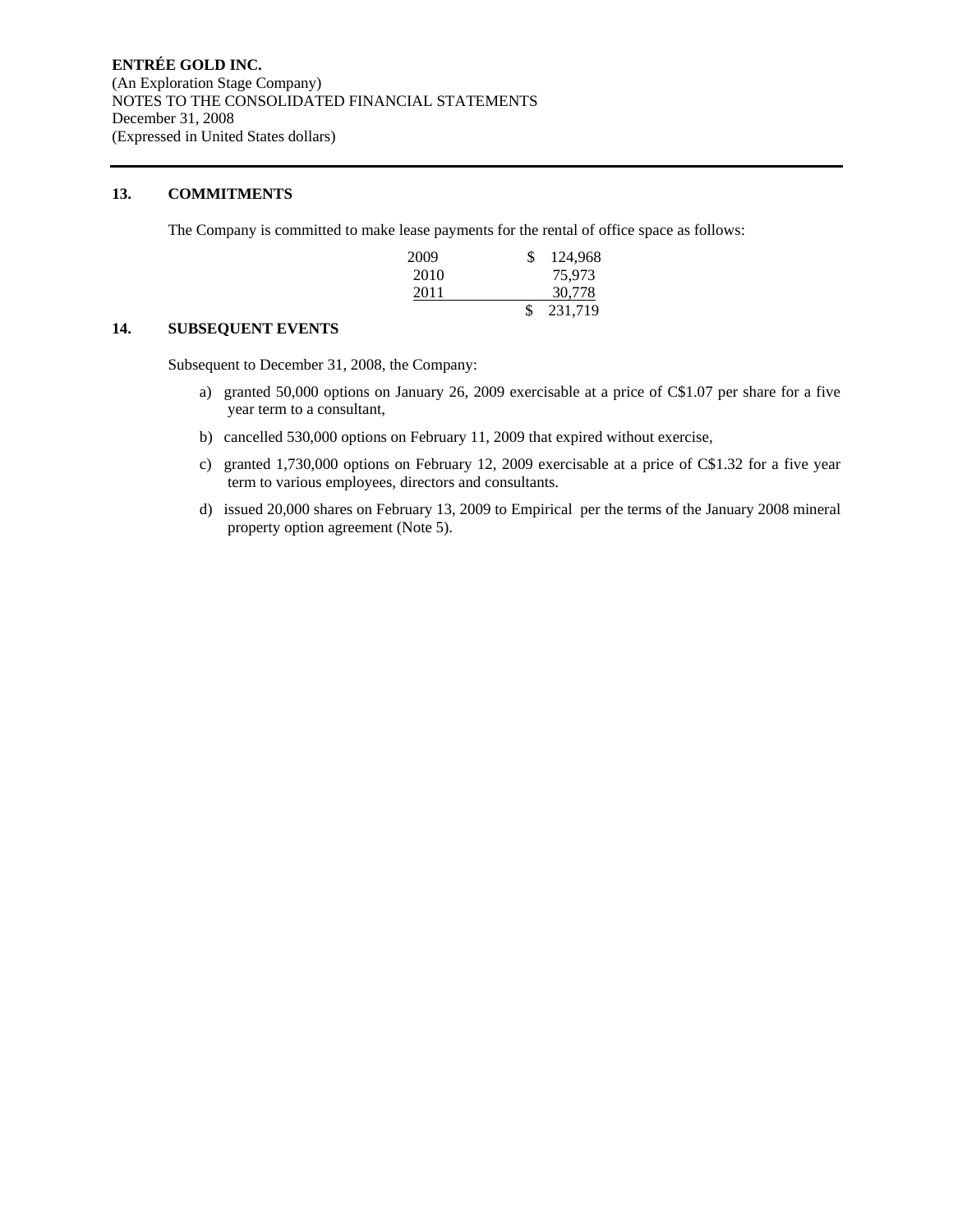## 13. COMMITMENTS

The Company is committed to make lease payments for the rental of office space as follows:

| | |
|---|---|
| 2009 | $ 124,968 |
| 2010 | 75,973 |
| 2011 | 30,778 |
| | $ 231,719 |

## 14. SUBSEQUENT EVENTS

Subsequent to December 31, 2008, the Company:

a) granted 50,000 options on January 26, 2009 exercisable at a price of C$1.07 per share for a five year term to a consultant,

b) cancelled 530,000 options on February 11, 2009 that expired without exercise,

c) granted 1,730,000 options on February 12, 2009 exercisable at a price of C$1.32 for a five year term to various employees, directors and consultants.

d) issued 20,000 shares on February 13, 2009 to Empirical per the terms of the January 2008 mineral property option agreement (Note 5).